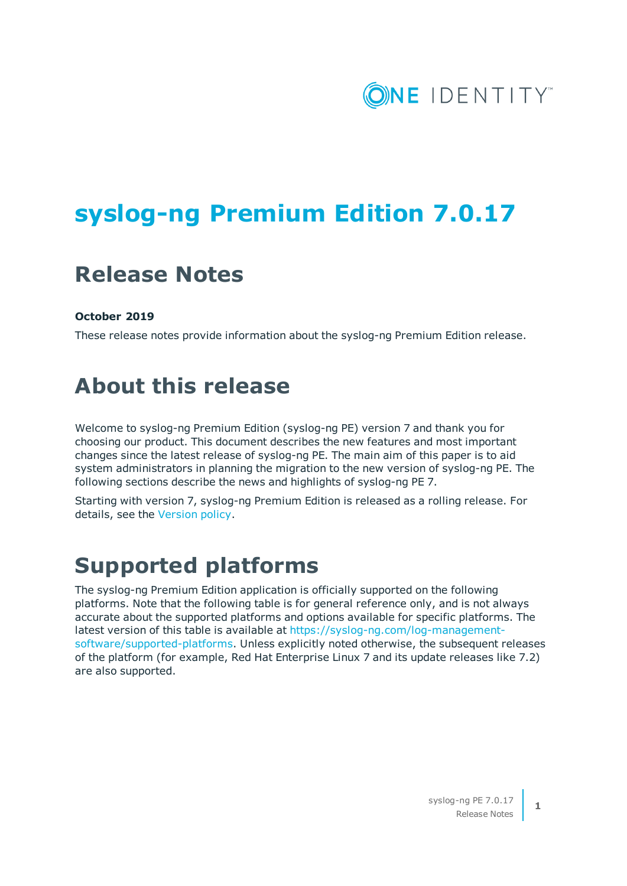# syslog-ng Premium Edition 7.0.17

## Release Notes

**October 2019**

These release notes provide information about the syslog-ng Premium Edition release.

# About this release

Welcome to syslog-ng Premium Edition (syslog-ng PE) version 7 and thank you for choosing our product. This document describes the new features and most important changes since the latest release of syslog-ng PE. The main aim of this paper is to aid system administrators in planning the migration to the new version of syslog-ng PE. The following sections describe the news and highlights of syslog-ng PE 7.

Starting with version 7, syslog-ng Premium Edition is released as a rolling release. For details, see the Version policy.

# Supported platforms

The syslog-ng Premium Edition application is officially supported on the following platforms. Note that the following table is for general reference only, and is not always accurate about the supported platforms and options available for specific platforms. The latest version of this table is available at https://syslog-ng.com/log-management-software/supported-platforms. Unless explicitly noted otherwise, the subsequent releases of the platform (for example, Red Hat Enterprise Linux 7 and its update releases like 7.2) are also supported.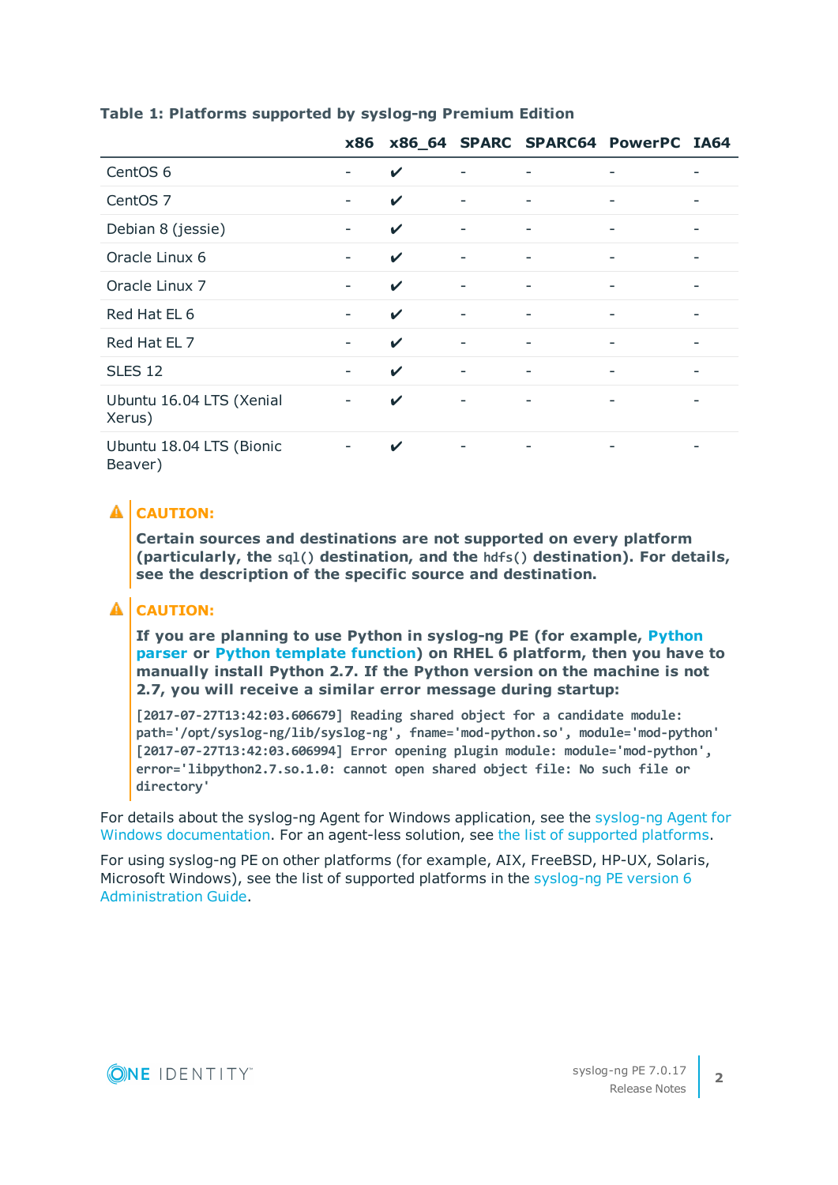**Table 1: Platforms supported by syslog-ng Premium Edition**

| | x86 | x86_64 | SPARC | SPARC64 | PowerPC | IA64 |
|---|---|---|---|---|---|---|
| CentOS 6 | - | ✔ | - | - | - | - |
| CentOS 7 | - | ✔ | - | - | - | - |
| Debian 8 (jessie) | - | ✔ | - | - | - | - |
| Oracle Linux 6 | - | ✔ | - | - | - | - |
| Oracle Linux 7 | - | ✔ | - | - | - | - |
| Red Hat EL 6 | - | ✔ | - | - | - | - |
| Red Hat EL 7 | - | ✔ | - | - | - | - |
| SLES 12 | - | ✔ | - | - | - | - |
| Ubuntu 16.04 LTS (Xenial Xerus) | - | ✔ | - | - | - | - |
| Ubuntu 18.04 LTS (Bionic Beaver) | - | ✔ | - | - | - | - |

**CAUTION:**

**Certain sources and destinations are not supported on every platform (particularly, the `sql()` destination, and the `hdfs()` destination). For details, see the description of the specific source and destination.**

**CAUTION:**

**If you are planning to use Python in syslog-ng PE (for example, Python parser or Python template function) on RHEL 6 platform, then you have to manually install Python 2.7. If the Python version on the machine is not 2.7, you will receive a similar error message during startup:**

```
[2017-07-27T13:42:03.606679] Reading shared object for a candidate module:
path='/opt/syslog-ng/lib/syslog-ng', fname='mod-python.so', module='mod-python'
[2017-07-27T13:42:03.606994] Error opening plugin module: module='mod-python',
error='libpython2.7.so.1.0: cannot open shared object file: No such file or
directory'
```

For details about the syslog-ng Agent for Windows application, see the syslog-ng Agent for Windows documentation. For an agent-less solution, see the list of supported platforms.

For using syslog-ng PE on other platforms (for example, AIX, FreeBSD, HP-UX, Solaris, Microsoft Windows), see the list of supported platforms in the syslog-ng PE version 6 Administration Guide.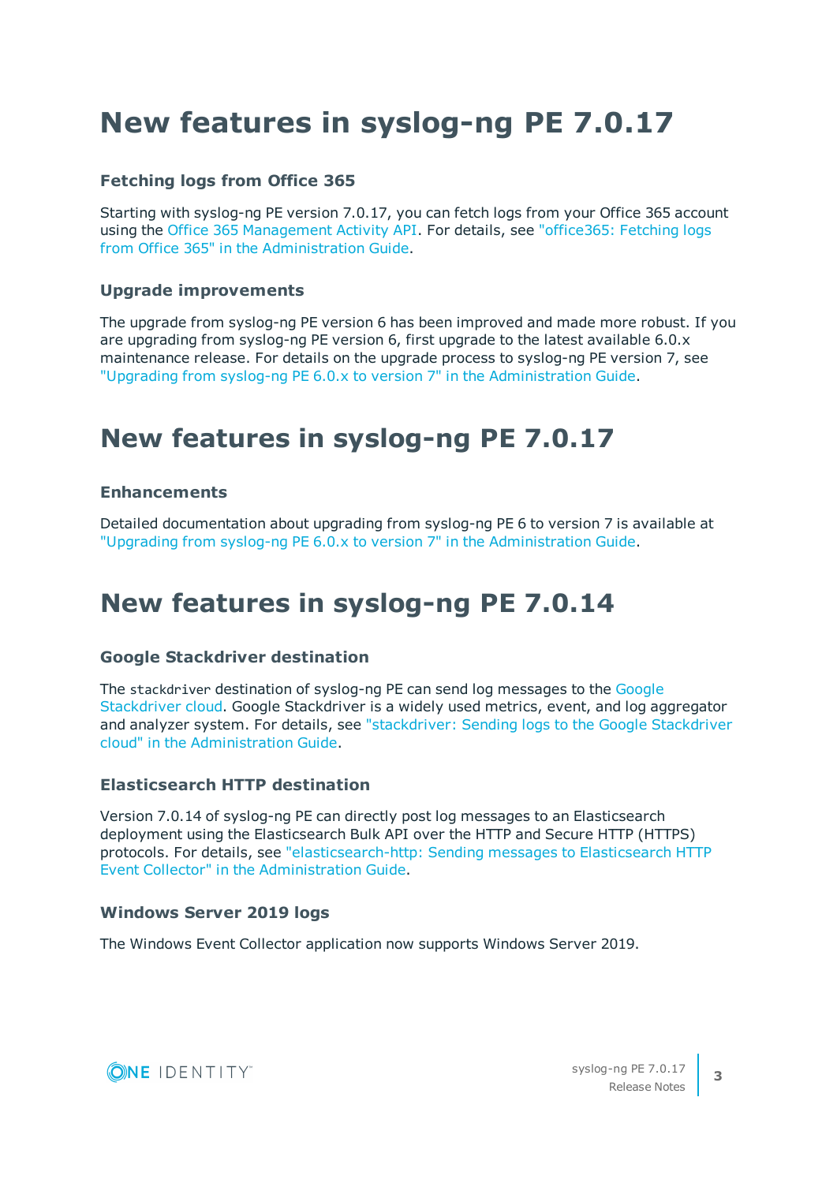# New features in syslog-ng PE 7.0.17

### Fetching logs from Office 365

Starting with syslog-ng PE version 7.0.17, you can fetch logs from your Office 365 account using the Office 365 Management Activity API. For details, see "office365: Fetching logs from Office 365" in the Administration Guide.

### Upgrade improvements

The upgrade from syslog-ng PE version 6 has been improved and made more robust. If you are upgrading from syslog-ng PE version 6, first upgrade to the latest available 6.0.x maintenance release. For details on the upgrade process to syslog-ng PE version 7, see "Upgrading from syslog-ng PE 6.0.x to version 7" in the Administration Guide.

# New features in syslog-ng PE 7.0.17

### Enhancements

Detailed documentation about upgrading from syslog-ng PE 6 to version 7 is available at "Upgrading from syslog-ng PE 6.0.x to version 7" in the Administration Guide.

# New features in syslog-ng PE 7.0.14

### Google Stackdriver destination

The `stackdriver` destination of syslog-ng PE can send log messages to the Google Stackdriver cloud. Google Stackdriver is a widely used metrics, event, and log aggregator and analyzer system. For details, see "stackdriver: Sending logs to the Google Stackdriver cloud" in the Administration Guide.

### Elasticsearch HTTP destination

Version 7.0.14 of syslog-ng PE can directly post log messages to an Elasticsearch deployment using the Elasticsearch Bulk API over the HTTP and Secure HTTP (HTTPS) protocols. For details, see "elasticsearch-http: Sending messages to Elasticsearch HTTP Event Collector" in the Administration Guide.

### Windows Server 2019 logs

The Windows Event Collector application now supports Windows Server 2019.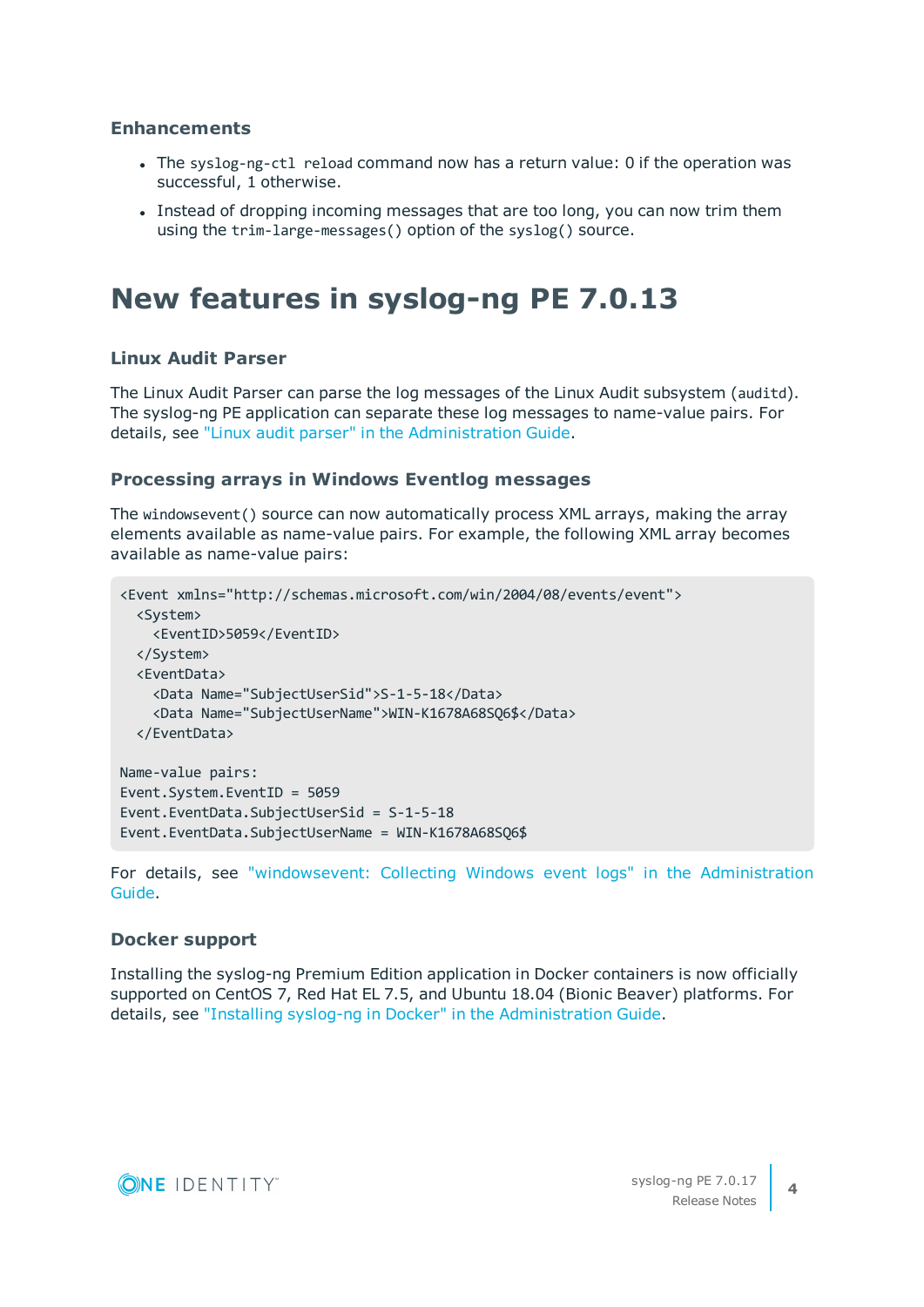### Enhancements

- The `syslog-ng-ctl reload` command now has a return value: 0 if the operation was successful, 1 otherwise.
- Instead of dropping incoming messages that are too long, you can now trim them using the `trim-large-messages()` option of the `syslog()` source.

# New features in syslog-ng PE 7.0.13

### Linux Audit Parser

The Linux Audit Parser can parse the log messages of the Linux Audit subsystem (`auditd`). The syslog-ng PE application can separate these log messages to name-value pairs. For details, see "Linux audit parser" in the Administration Guide.

### Processing arrays in Windows Eventlog messages

The `windowsevent()` source can now automatically process XML arrays, making the array elements available as name-value pairs. For example, the following XML array becomes available as name-value pairs:

```
<Event xmlns="http://schemas.microsoft.com/win/2004/08/events/event">
  <System>
    <EventID>5059</EventID>
  </System>
  <EventData>
    <Data Name="SubjectUserSid">S-1-5-18</Data>
    <Data Name="SubjectUserName">WIN-K1678A68SQ6$</Data>
  </EventData>

Name-value pairs:
Event.System.EventID = 5059
Event.EventData.SubjectUserSid = S-1-5-18
Event.EventData.SubjectUserName = WIN-K1678A68SQ6$
```

For details, see "windowsevent: Collecting Windows event logs" in the Administration Guide.

### Docker support

Installing the syslog-ng Premium Edition application in Docker containers is now officially supported on CentOS 7, Red Hat EL 7.5, and Ubuntu 18.04 (Bionic Beaver) platforms. For details, see "Installing syslog-ng in Docker" in the Administration Guide.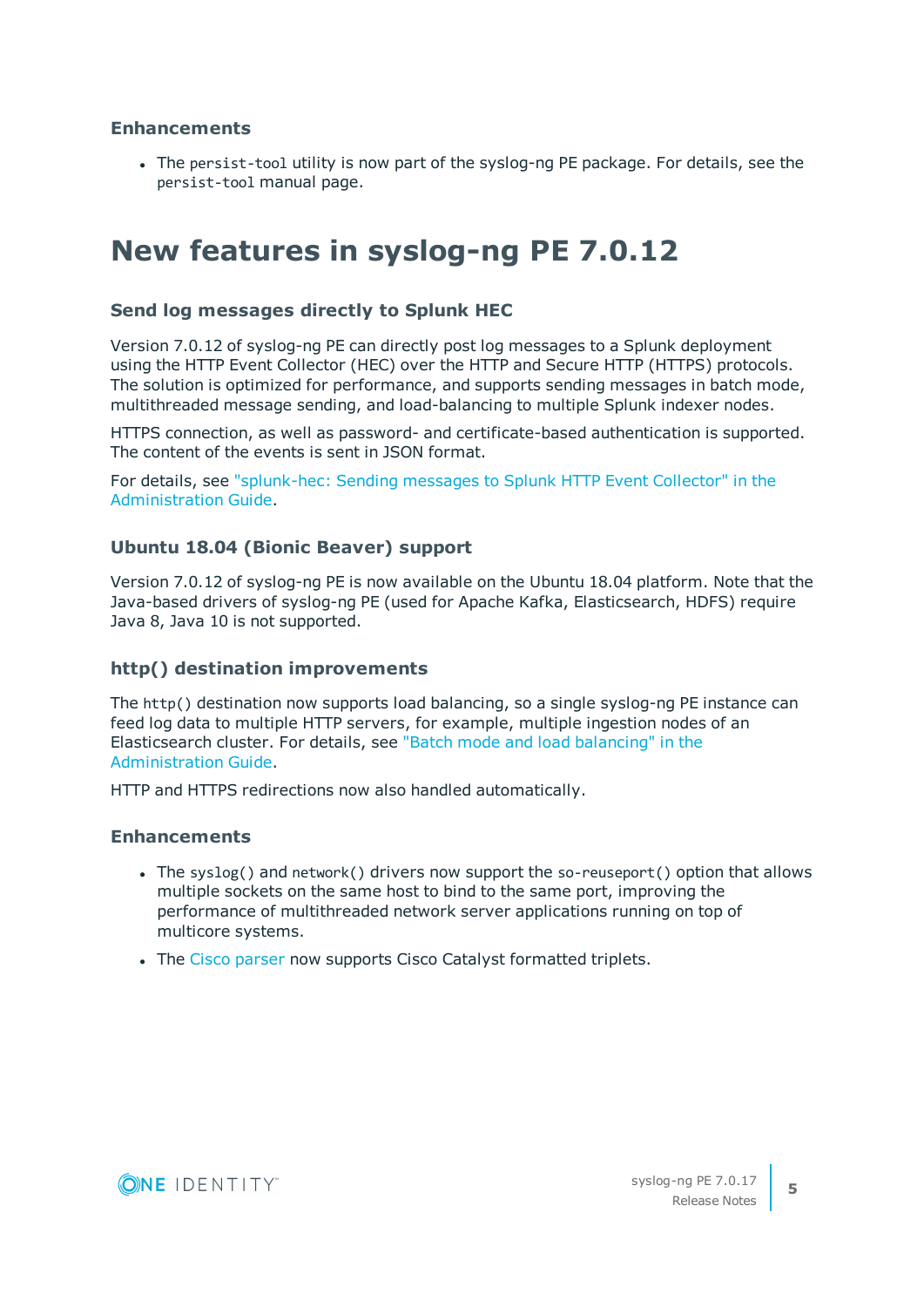### Enhancements

- The `persist-tool` utility is now part of the syslog-ng PE package. For details, see the `persist-tool` manual page.

# New features in syslog-ng PE 7.0.12

### Send log messages directly to Splunk HEC

Version 7.0.12 of syslog-ng PE can directly post log messages to a Splunk deployment using the HTTP Event Collector (HEC) over the HTTP and Secure HTTP (HTTPS) protocols. The solution is optimized for performance, and supports sending messages in batch mode, multithreaded message sending, and load-balancing to multiple Splunk indexer nodes.

HTTPS connection, as well as password- and certificate-based authentication is supported. The content of the events is sent in JSON format.

For details, see "splunk-hec: Sending messages to Splunk HTTP Event Collector" in the Administration Guide.

### Ubuntu 18.04 (Bionic Beaver) support

Version 7.0.12 of syslog-ng PE is now available on the Ubuntu 18.04 platform. Note that the Java-based drivers of syslog-ng PE (used for Apache Kafka, Elasticsearch, HDFS) require Java 8, Java 10 is not supported.

### http() destination improvements

The `http()` destination now supports load balancing, so a single syslog-ng PE instance can feed log data to multiple HTTP servers, for example, multiple ingestion nodes of an Elasticsearch cluster. For details, see "Batch mode and load balancing" in the Administration Guide.

HTTP and HTTPS redirections now also handled automatically.

### Enhancements

- The `syslog()` and `network()` drivers now support the `so-reuseport()` option that allows multiple sockets on the same host to bind to the same port, improving the performance of multithreaded network server applications running on top of multicore systems.
- The Cisco parser now supports Cisco Catalyst formatted triplets.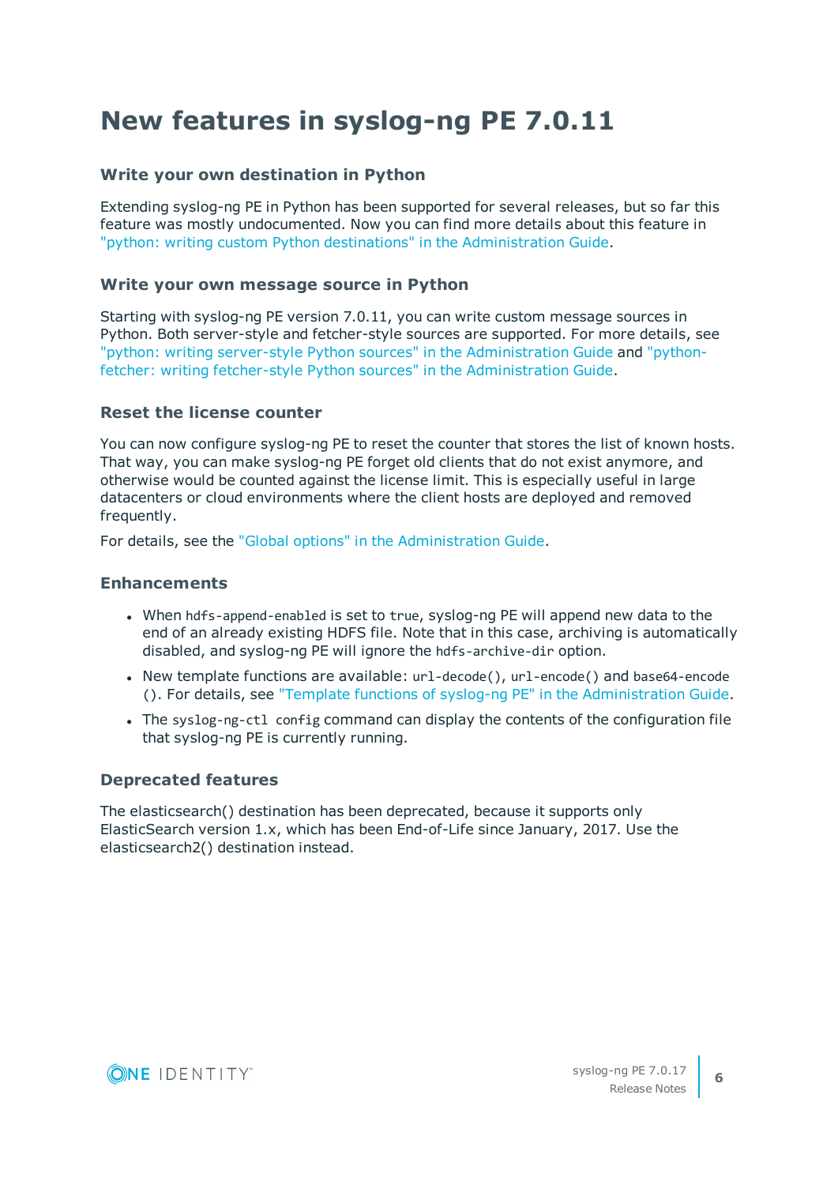# New features in syslog-ng PE 7.0.11

### Write your own destination in Python

Extending syslog-ng PE in Python has been supported for several releases, but so far this feature was mostly undocumented. Now you can find more details about this feature in "python: writing custom Python destinations" in the Administration Guide.

### Write your own message source in Python

Starting with syslog-ng PE version 7.0.11, you can write custom message sources in Python. Both server-style and fetcher-style sources are supported. For more details, see "python: writing server-style Python sources" in the Administration Guide and "python-fetcher: writing fetcher-style Python sources" in the Administration Guide.

### Reset the license counter

You can now configure syslog-ng PE to reset the counter that stores the list of known hosts. That way, you can make syslog-ng PE forget old clients that do not exist anymore, and otherwise would be counted against the license limit. This is especially useful in large datacenters or cloud environments where the client hosts are deployed and removed frequently.

For details, see the "Global options" in the Administration Guide.

### Enhancements

- When `hdfs-append-enabled` is set to `true`, syslog-ng PE will append new data to the end of an already existing HDFS file. Note that in this case, archiving is automatically disabled, and syslog-ng PE will ignore the `hdfs-archive-dir` option.
- New template functions are available: `url-decode()`, `url-encode()` and `base64-encode()`. For details, see "Template functions of syslog-ng PE" in the Administration Guide.
- The `syslog-ng-ctl config` command can display the contents of the configuration file that syslog-ng PE is currently running.

### Deprecated features

The elasticsearch() destination has been deprecated, because it supports only ElasticSearch version 1.x, which has been End-of-Life since January, 2017. Use the elasticsearch2() destination instead.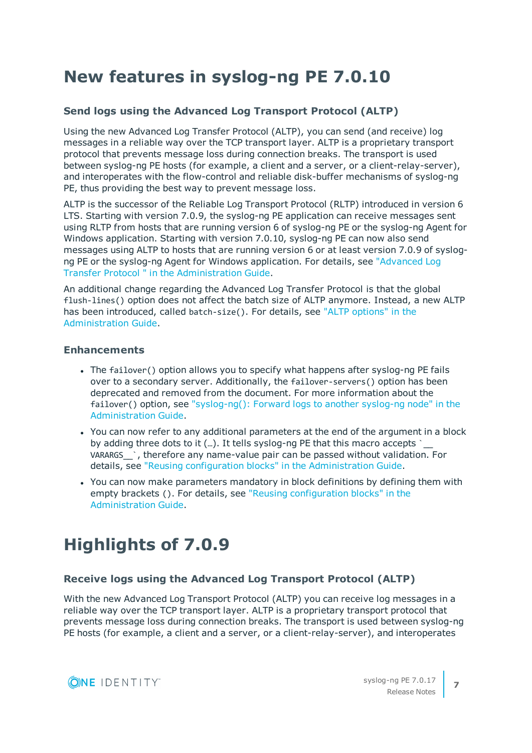# New features in syslog-ng PE 7.0.10

### Send logs using the Advanced Log Transport Protocol (ALTP)

Using the new Advanced Log Transfer Protocol (ALTP), you can send (and receive) log messages in a reliable way over the TCP transport layer. ALTP is a proprietary transport protocol that prevents message loss during connection breaks. The transport is used between syslog-ng PE hosts (for example, a client and a server, or a client-relay-server), and interoperates with the flow-control and reliable disk-buffer mechanisms of syslog-ng PE, thus providing the best way to prevent message loss.

ALTP is the successor of the Reliable Log Transport Protocol (RLTP) introduced in version 6 LTS. Starting with version 7.0.9, the syslog-ng PE application can receive messages sent using RLTP from hosts that are running version 6 of syslog-ng PE or the syslog-ng Agent for Windows application. Starting with version 7.0.10, syslog-ng PE can now also send messages using ALTP to hosts that are running version 6 or at least version 7.0.9 of syslog-ng PE or the syslog-ng Agent for Windows application. For details, see "Advanced Log Transfer Protocol " in the Administration Guide.

An additional change regarding the Advanced Log Transfer Protocol is that the global `flush-lines()` option does not affect the batch size of ALTP anymore. Instead, a new ALTP has been introduced, called `batch-size()`. For details, see "ALTP options" in the Administration Guide.

### Enhancements

- The `failover()` option allows you to specify what happens after syslog-ng PE fails over to a secondary server. Additionally, the `failover-servers()` option has been deprecated and removed from the document. For more information about the `failover()` option, see "syslog-ng(): Forward logs to another syslog-ng node" in the Administration Guide.
- You can now refer to any additional parameters at the end of the argument in a block by adding three dots to it (…). It tells syslog-ng PE that this macro accepts `__VARARGS__`, therefore any name-value pair can be passed without validation. For details, see "Reusing configuration blocks" in the Administration Guide.
- You can now make parameters mandatory in block definitions by defining them with empty brackets (). For details, see "Reusing configuration blocks" in the Administration Guide.

# Highlights of 7.0.9

### Receive logs using the Advanced Log Transport Protocol (ALTP)

With the new Advanced Log Transport Protocol (ALTP) you can receive log messages in a reliable way over the TCP transport layer. ALTP is a proprietary transport protocol that prevents message loss during connection breaks. The transport is used between syslog-ng PE hosts (for example, a client and a server, or a client-relay-server), and interoperates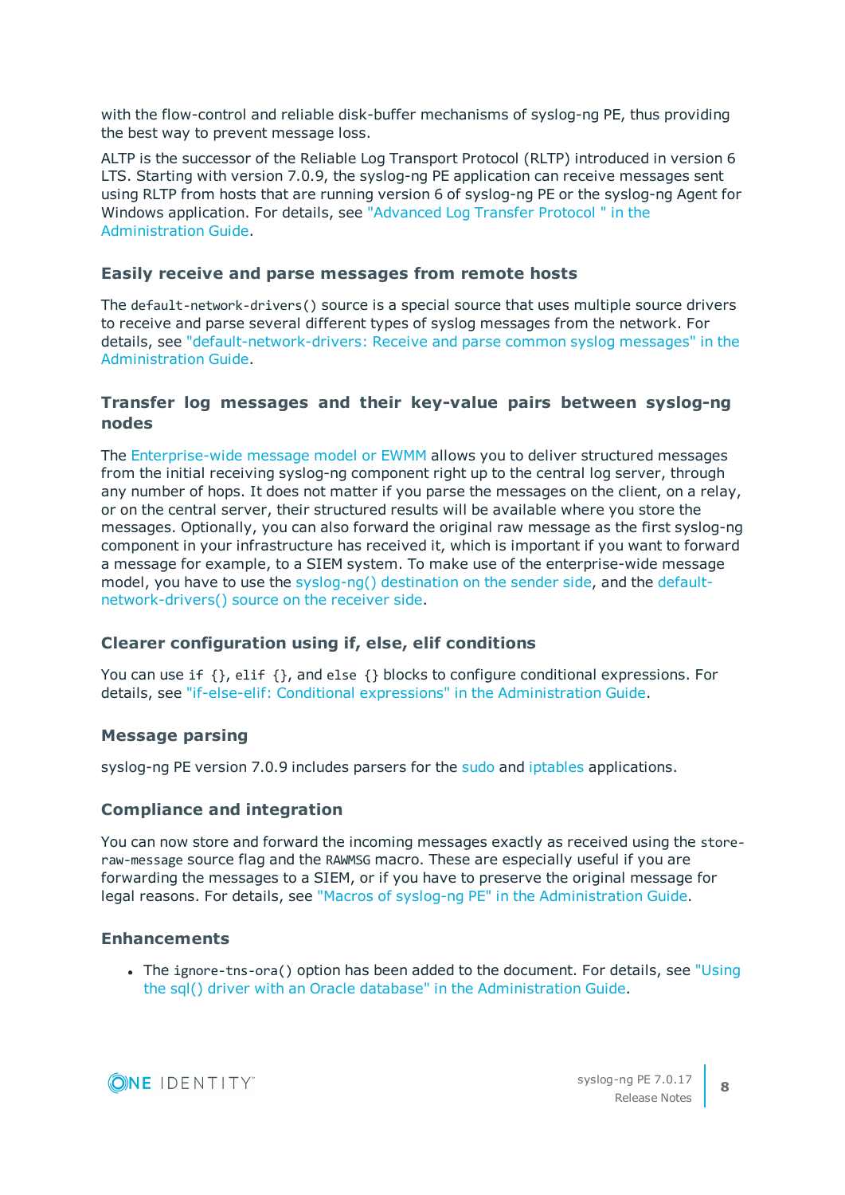with the flow-control and reliable disk-buffer mechanisms of syslog-ng PE, thus providing the best way to prevent message loss.

ALTP is the successor of the Reliable Log Transport Protocol (RLTP) introduced in version 6 LTS. Starting with version 7.0.9, the syslog-ng PE application can receive messages sent using RLTP from hosts that are running version 6 of syslog-ng PE or the syslog-ng Agent for Windows application. For details, see "Advanced Log Transfer Protocol " in the Administration Guide.

### Easily receive and parse messages from remote hosts

The `default-network-drivers()` source is a special source that uses multiple source drivers to receive and parse several different types of syslog messages from the network. For details, see "default-network-drivers: Receive and parse common syslog messages" in the Administration Guide.

### Transfer log messages and their key-value pairs between syslog-ng nodes

The Enterprise-wide message model or EWMM allows you to deliver structured messages from the initial receiving syslog-ng component right up to the central log server, through any number of hops. It does not matter if you parse the messages on the client, on a relay, or on the central server, their structured results will be available where you store the messages. Optionally, you can also forward the original raw message as the first syslog-ng component in your infrastructure has received it, which is important if you want to forward a message for example, to a SIEM system. To make use of the enterprise-wide message model, you have to use the syslog-ng() destination on the sender side, and the default-network-drivers() source on the receiver side.

### Clearer configuration using if, else, elif conditions

You can use `if {}`, `elif {}`, and `else {}` blocks to configure conditional expressions. For details, see "if-else-elif: Conditional expressions" in the Administration Guide.

### Message parsing

syslog-ng PE version 7.0.9 includes parsers for the sudo and iptables applications.

### Compliance and integration

You can now store and forward the incoming messages exactly as received using the `store-raw-message` source flag and the `RAWMSG` macro. These are especially useful if you are forwarding the messages to a SIEM, or if you have to preserve the original message for legal reasons. For details, see "Macros of syslog-ng PE" in the Administration Guide.

### Enhancements

- The `ignore-tns-ora()` option has been added to the document. For details, see "Using the sql() driver with an Oracle database" in the Administration Guide.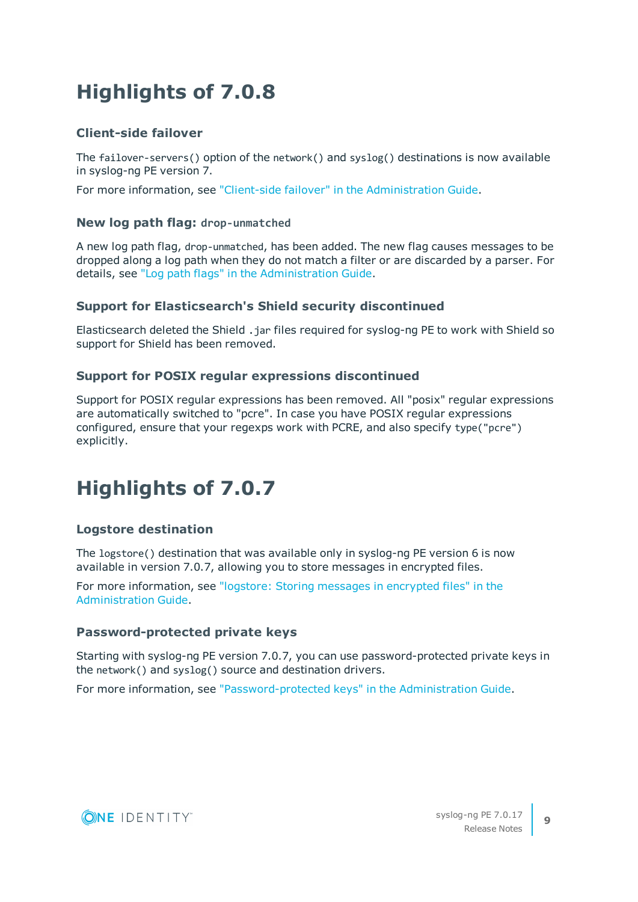# Highlights of 7.0.8

### Client-side failover

The `failover-servers()` option of the `network()` and `syslog()` destinations is now available in syslog-ng PE version 7.

For more information, see "Client-side failover" in the Administration Guide.

### New log path flag: `drop-unmatched`

A new log path flag, `drop-unmatched`, has been added. The new flag causes messages to be dropped along a log path when they do not match a filter or are discarded by a parser. For details, see "Log path flags" in the Administration Guide.

### Support for Elasticsearch's Shield security discontinued

Elasticsearch deleted the Shield `.jar` files required for syslog-ng PE to work with Shield so support for Shield has been removed.

### Support for POSIX regular expressions discontinued

Support for POSIX regular expressions has been removed. All "posix" regular expressions are automatically switched to "pcre". In case you have POSIX regular expressions configured, ensure that your regexps work with PCRE, and also specify `type("pcre")` explicitly.

# Highlights of 7.0.7

### Logstore destination

The `logstore()` destination that was available only in syslog-ng PE version 6 is now available in version 7.0.7, allowing you to store messages in encrypted files.

For more information, see "logstore: Storing messages in encrypted files" in the Administration Guide.

### Password-protected private keys

Starting with syslog-ng PE version 7.0.7, you can use password-protected private keys in the `network()` and `syslog()` source and destination drivers.

For more information, see "Password-protected keys" in the Administration Guide.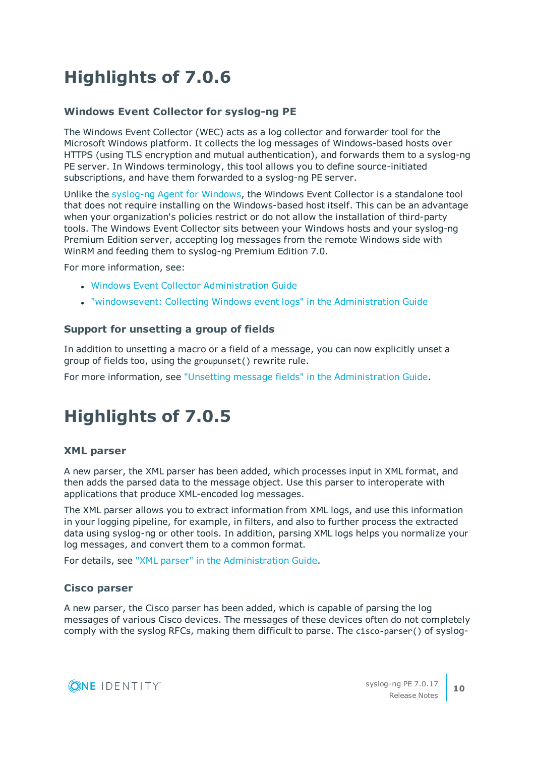# Highlights of 7.0.6

### Windows Event Collector for syslog-ng PE

The Windows Event Collector (WEC) acts as a log collector and forwarder tool for the Microsoft Windows platform. It collects the log messages of Windows-based hosts over HTTPS (using TLS encryption and mutual authentication), and forwards them to a syslog-ng PE server. In Windows terminology, this tool allows you to define source-initiated subscriptions, and have them forwarded to a syslog-ng PE server.

Unlike the syslog-ng Agent for Windows, the Windows Event Collector is a standalone tool that does not require installing on the Windows-based host itself. This can be an advantage when your organization's policies restrict or do not allow the installation of third-party tools. The Windows Event Collector sits between your Windows hosts and your syslog-ng Premium Edition server, accepting log messages from the remote Windows side with WinRM and feeding them to syslog-ng Premium Edition 7.0.

For more information, see:

- Windows Event Collector Administration Guide
- "windowsevent: Collecting Windows event logs" in the Administration Guide

### Support for unsetting a group of fields

In addition to unsetting a macro or a field of a message, you can now explicitly unset a group of fields too, using the `groupunset()` rewrite rule.

For more information, see "Unsetting message fields" in the Administration Guide.

# Highlights of 7.0.5

### XML parser

A new parser, the XML parser has been added, which processes input in XML format, and then adds the parsed data to the message object. Use this parser to interoperate with applications that produce XML-encoded log messages.

The XML parser allows you to extract information from XML logs, and use this information in your logging pipeline, for example, in filters, and also to further process the extracted data using syslog-ng or other tools. In addition, parsing XML logs helps you normalize your log messages, and convert them to a common format.

For details, see "XML parser" in the Administration Guide.

### Cisco parser

A new parser, the Cisco parser has been added, which is capable of parsing the log messages of various Cisco devices. The messages of these devices often do not completely comply with the syslog RFCs, making them difficult to parse. The `cisco-parser()` of syslog-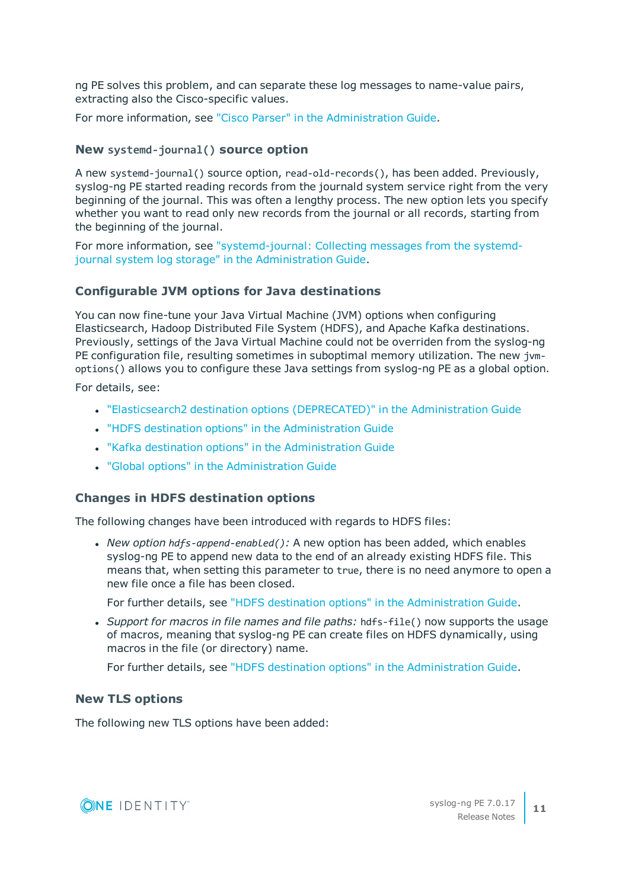ng PE solves this problem, and can separate these log messages to name-value pairs, extracting also the Cisco-specific values.

For more information, see "Cisco Parser" in the Administration Guide.

### New `systemd-journal()` source option

A new `systemd-journal()` source option, `read-old-records()`, has been added. Previously, syslog-ng PE started reading records from the journald system service right from the very beginning of the journal. This was often a lengthy process. The new option lets you specify whether you want to read only new records from the journal or all records, starting from the beginning of the journal.

For more information, see "systemd-journal: Collecting messages from the systemd-journal system log storage" in the Administration Guide.

### Configurable JVM options for Java destinations

You can now fine-tune your Java Virtual Machine (JVM) options when configuring Elasticsearch, Hadoop Distributed File System (HDFS), and Apache Kafka destinations. Previously, settings of the Java Virtual Machine could not be overriden from the syslog-ng PE configuration file, resulting sometimes in suboptimal memory utilization. The new `jvm-options()` allows you to configure these Java settings from syslog-ng PE as a global option.

For details, see:

- "Elasticsearch2 destination options (DEPRECATED)" in the Administration Guide
- "HDFS destination options" in the Administration Guide
- "Kafka destination options" in the Administration Guide
- "Global options" in the Administration Guide

### Changes in HDFS destination options

The following changes have been introduced with regards to HDFS files:

- *New option `hdfs-append-enabled()`:* A new option has been added, which enables syslog-ng PE to append new data to the end of an already existing HDFS file. This means that, when setting this parameter to `true`, there is no need anymore to open a new file once a file has been closed.

  For further details, see "HDFS destination options" in the Administration Guide.

- *Support for macros in file names and file paths:* `hdfs-file()` now supports the usage of macros, meaning that syslog-ng PE can create files on HDFS dynamically, using macros in the file (or directory) name.

  For further details, see "HDFS destination options" in the Administration Guide.

### New TLS options

The following new TLS options have been added: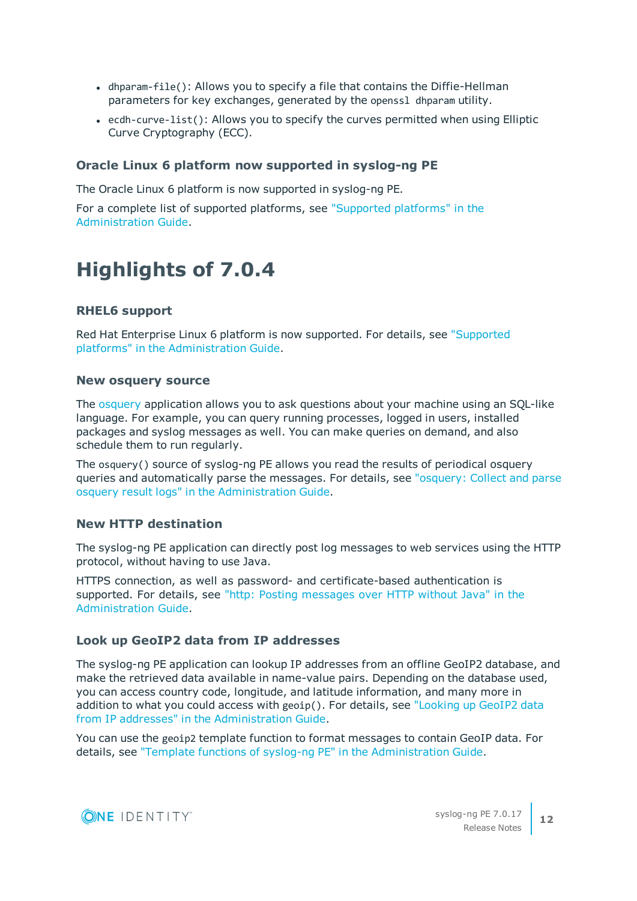- `dhparam-file()`: Allows you to specify a file that contains the Diffie-Hellman parameters for key exchanges, generated by the `openssl dhparam` utility.
- `ecdh-curve-list()`: Allows you to specify the curves permitted when using Elliptic Curve Cryptography (ECC).

### Oracle Linux 6 platform now supported in syslog-ng PE

The Oracle Linux 6 platform is now supported in syslog-ng PE.

For a complete list of supported platforms, see "Supported platforms" in the Administration Guide.

# Highlights of 7.0.4

### RHEL6 support

Red Hat Enterprise Linux 6 platform is now supported. For details, see "Supported platforms" in the Administration Guide.

### New osquery source

The osquery application allows you to ask questions about your machine using an SQL-like language. For example, you can query running processes, logged in users, installed packages and syslog messages as well. You can make queries on demand, and also schedule them to run regularly.

The `osquery()` source of syslog-ng PE allows you read the results of periodical osquery queries and automatically parse the messages. For details, see "osquery: Collect and parse osquery result logs" in the Administration Guide.

### New HTTP destination

The syslog-ng PE application can directly post log messages to web services using the HTTP protocol, without having to use Java.

HTTPS connection, as well as password- and certificate-based authentication is supported. For details, see "http: Posting messages over HTTP without Java" in the Administration Guide.

### Look up GeoIP2 data from IP addresses

The syslog-ng PE application can lookup IP addresses from an offline GeoIP2 database, and make the retrieved data available in name-value pairs. Depending on the database used, you can access country code, longitude, and latitude information, and many more in addition to what you could access with `geoip()`. For details, see "Looking up GeoIP2 data from IP addresses" in the Administration Guide.

You can use the `geoip2` template function to format messages to contain GeoIP data. For details, see "Template functions of syslog-ng PE" in the Administration Guide.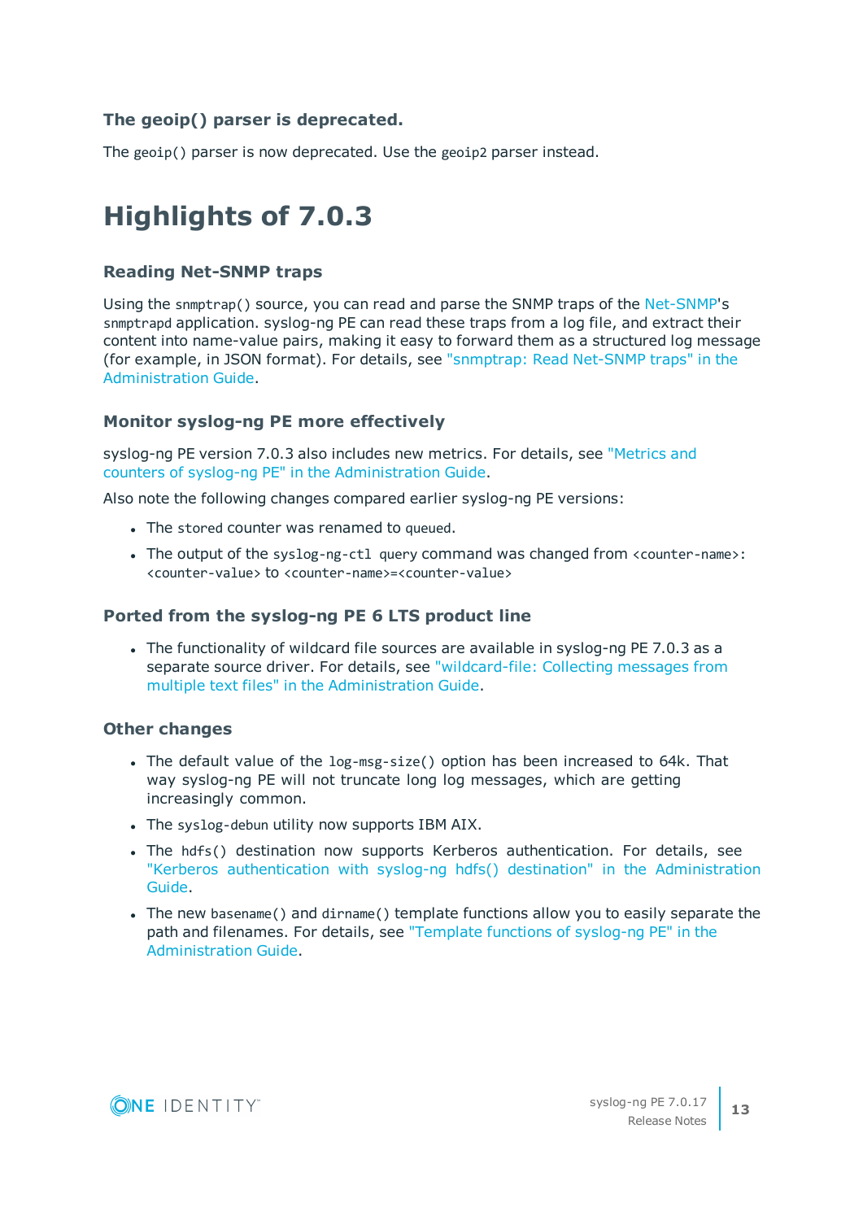### The geoip() parser is deprecated.

The `geoip()` parser is now deprecated. Use the `geoip2` parser instead.

# Highlights of 7.0.3

### Reading Net-SNMP traps

Using the `snmptrap()` source, you can read and parse the SNMP traps of the Net-SNMP's `snmptrapd` application. syslog-ng PE can read these traps from a log file, and extract their content into name-value pairs, making it easy to forward them as a structured log message (for example, in JSON format). For details, see "snmptrap: Read Net-SNMP traps" in the Administration Guide.

### Monitor syslog-ng PE more effectively

syslog-ng PE version 7.0.3 also includes new metrics. For details, see "Metrics and counters of syslog-ng PE" in the Administration Guide.

Also note the following changes compared earlier syslog-ng PE versions:

- The `stored` counter was renamed to `queued`.
- The output of the `syslog-ng-ctl query` command was changed from `<counter-name>:<counter-value>` to `<counter-name>=<counter-value>`

### Ported from the syslog-ng PE 6 LTS product line

- The functionality of wildcard file sources are available in syslog-ng PE 7.0.3 as a separate source driver. For details, see "wildcard-file: Collecting messages from multiple text files" in the Administration Guide.

### Other changes

- The default value of the `log-msg-size()` option has been increased to 64k. That way syslog-ng PE will not truncate long log messages, which are getting increasingly common.
- The `syslog-debun` utility now supports IBM AIX.
- The `hdfs()` destination now supports Kerberos authentication. For details, see "Kerberos authentication with syslog-ng hdfs() destination" in the Administration Guide.
- The new `basename()` and `dirname()` template functions allow you to easily separate the path and filenames. For details, see "Template functions of syslog-ng PE" in the Administration Guide.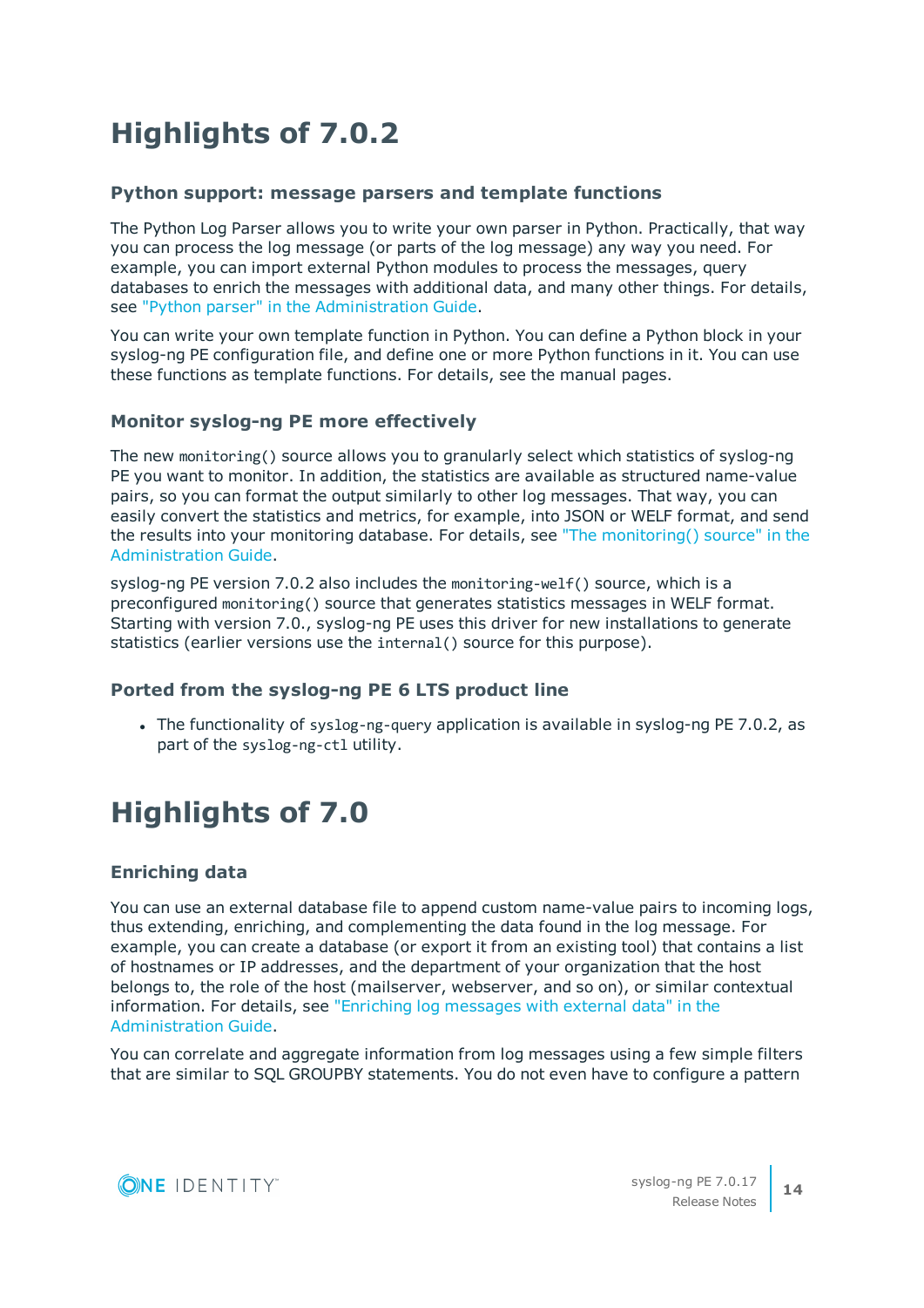# Highlights of 7.0.2

### Python support: message parsers and template functions

The Python Log Parser allows you to write your own parser in Python. Practically, that way you can process the log message (or parts of the log message) any way you need. For example, you can import external Python modules to process the messages, query databases to enrich the messages with additional data, and many other things. For details, see "Python parser" in the Administration Guide.

You can write your own template function in Python. You can define a Python block in your syslog-ng PE configuration file, and define one or more Python functions in it. You can use these functions as template functions. For details, see the manual pages.

### Monitor syslog-ng PE more effectively

The new `monitoring()` source allows you to granularly select which statistics of syslog-ng PE you want to monitor. In addition, the statistics are available as structured name-value pairs, so you can format the output similarly to other log messages. That way, you can easily convert the statistics and metrics, for example, into JSON or WELF format, and send the results into your monitoring database. For details, see "The monitoring() source" in the Administration Guide.

syslog-ng PE version 7.0.2 also includes the `monitoring-welf()` source, which is a preconfigured `monitoring()` source that generates statistics messages in WELF format. Starting with version 7.0., syslog-ng PE uses this driver for new installations to generate statistics (earlier versions use the `internal()` source for this purpose).

### Ported from the syslog-ng PE 6 LTS product line

- The functionality of `syslog-ng-query` application is available in syslog-ng PE 7.0.2, as part of the `syslog-ng-ctl` utility.

# Highlights of 7.0

### Enriching data

You can use an external database file to append custom name-value pairs to incoming logs, thus extending, enriching, and complementing the data found in the log message. For example, you can create a database (or export it from an existing tool) that contains a list of hostnames or IP addresses, and the department of your organization that the host belongs to, the role of the host (mailserver, webserver, and so on), or similar contextual information. For details, see "Enriching log messages with external data" in the Administration Guide.

You can correlate and aggregate information from log messages using a few simple filters that are similar to SQL GROUPBY statements. You do not even have to configure a pattern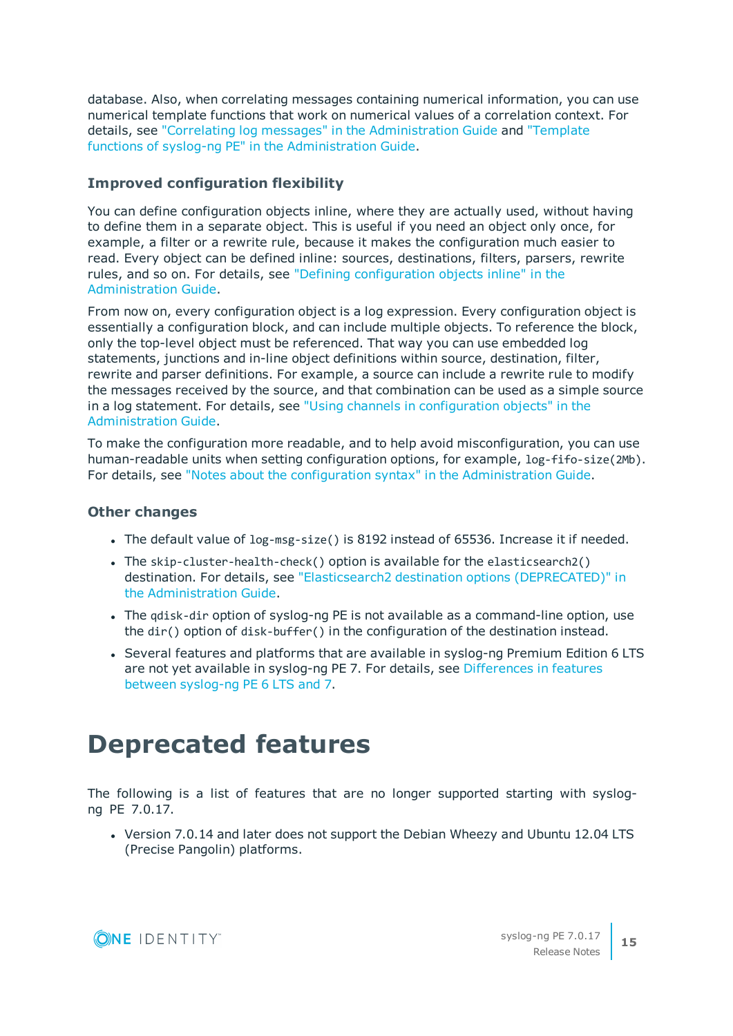database. Also, when correlating messages containing numerical information, you can use numerical template functions that work on numerical values of a correlation context. For details, see "Correlating log messages" in the Administration Guide and "Template functions of syslog-ng PE" in the Administration Guide.

### Improved configuration flexibility

You can define configuration objects inline, where they are actually used, without having to define them in a separate object. This is useful if you need an object only once, for example, a filter or a rewrite rule, because it makes the configuration much easier to read. Every object can be defined inline: sources, destinations, filters, parsers, rewrite rules, and so on. For details, see "Defining configuration objects inline" in the Administration Guide.

From now on, every configuration object is a log expression. Every configuration object is essentially a configuration block, and can include multiple objects. To reference the block, only the top-level object must be referenced. That way you can use embedded log statements, junctions and in-line object definitions within source, destination, filter, rewrite and parser definitions. For example, a source can include a rewrite rule to modify the messages received by the source, and that combination can be used as a simple source in a log statement. For details, see "Using channels in configuration objects" in the Administration Guide.

To make the configuration more readable, and to help avoid misconfiguration, you can use human-readable units when setting configuration options, for example, `log-fifo-size(2Mb)`. For details, see "Notes about the configuration syntax" in the Administration Guide.

### Other changes

- The default value of `log-msg-size()` is 8192 instead of 65536. Increase it if needed.
- The `skip-cluster-health-check()` option is available for the `elasticsearch2()` destination. For details, see "Elasticsearch2 destination options (DEPRECATED)" in the Administration Guide.
- The `qdisk-dir` option of syslog-ng PE is not available as a command-line option, use the `dir()` option of `disk-buffer()` in the configuration of the destination instead.
- Several features and platforms that are available in syslog-ng Premium Edition 6 LTS are not yet available in syslog-ng PE 7. For details, see Differences in features between syslog-ng PE 6 LTS and 7.

# Deprecated features

The following is a list of features that are no longer supported starting with syslog-ng PE 7.0.17.

- Version 7.0.14 and later does not support the Debian Wheezy and Ubuntu 12.04 LTS (Precise Pangolin) platforms.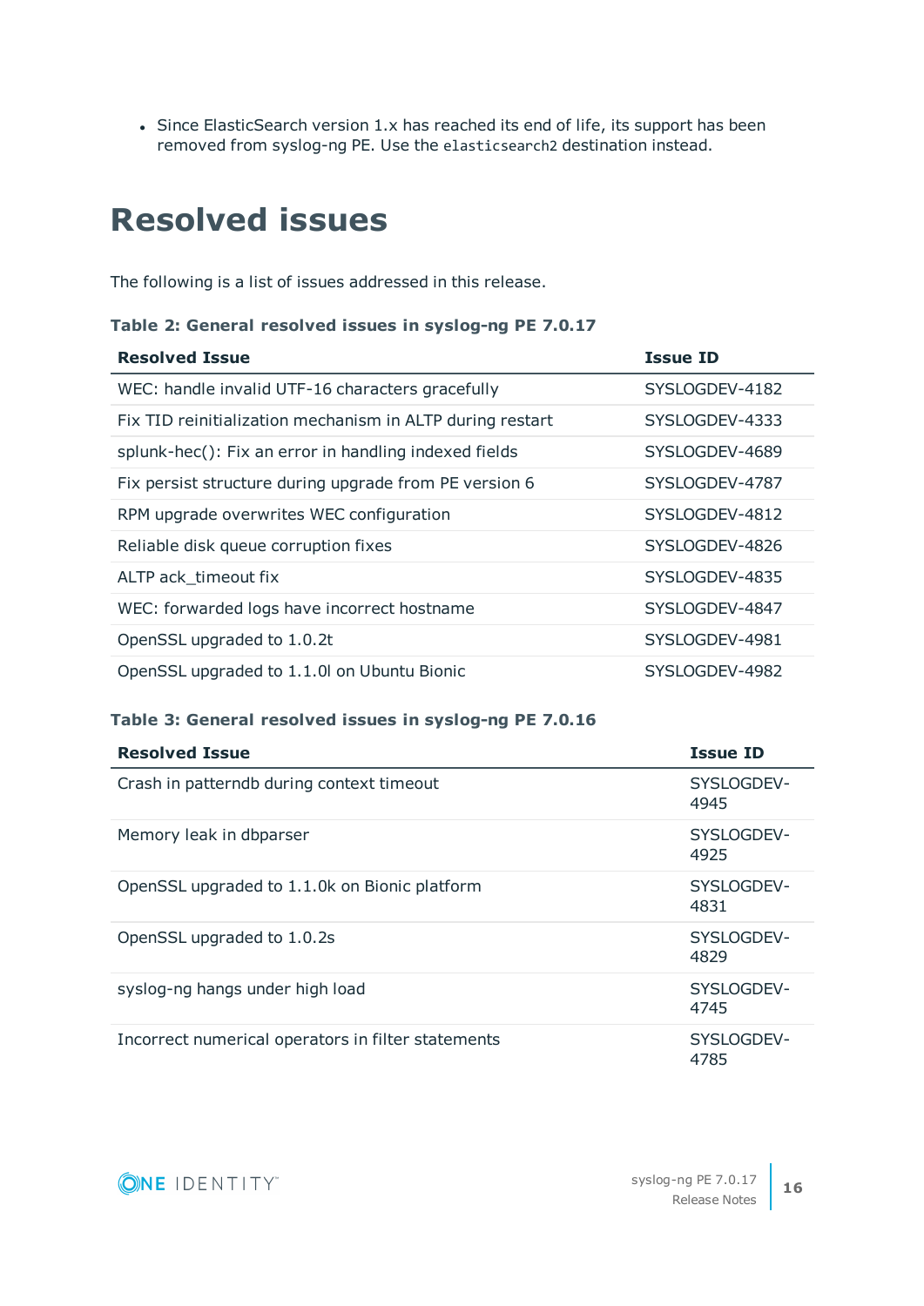- Since ElasticSearch version 1.x has reached its end of life, its support has been removed from syslog-ng PE. Use the `elasticsearch2` destination instead.

# Resolved issues

The following is a list of issues addressed in this release.

**Table 2: General resolved issues in syslog-ng PE 7.0.17**

| Resolved Issue | Issue ID |
| --- | --- |
| WEC: handle invalid UTF-16 characters gracefully | SYSLOGDEV-4182 |
| Fix TID reinitialization mechanism in ALTP during restart | SYSLOGDEV-4333 |
| splunk-hec(): Fix an error in handling indexed fields | SYSLOGDEV-4689 |
| Fix persist structure during upgrade from PE version 6 | SYSLOGDEV-4787 |
| RPM upgrade overwrites WEC configuration | SYSLOGDEV-4812 |
| Reliable disk queue corruption fixes | SYSLOGDEV-4826 |
| ALTP ack_timeout fix | SYSLOGDEV-4835 |
| WEC: forwarded logs have incorrect hostname | SYSLOGDEV-4847 |
| OpenSSL upgraded to 1.0.2t | SYSLOGDEV-4981 |
| OpenSSL upgraded to 1.1.0l on Ubuntu Bionic | SYSLOGDEV-4982 |

**Table 3: General resolved issues in syslog-ng PE 7.0.16**

| Resolved Issue | Issue ID |
| --- | --- |
| Crash in patterndb during context timeout | SYSLOGDEV-4945 |
| Memory leak in dbparser | SYSLOGDEV-4925 |
| OpenSSL upgraded to 1.1.0k on Bionic platform | SYSLOGDEV-4831 |
| OpenSSL upgraded to 1.0.2s | SYSLOGDEV-4829 |
| syslog-ng hangs under high load | SYSLOGDEV-4745 |
| Incorrect numerical operators in filter statements | SYSLOGDEV-4785 |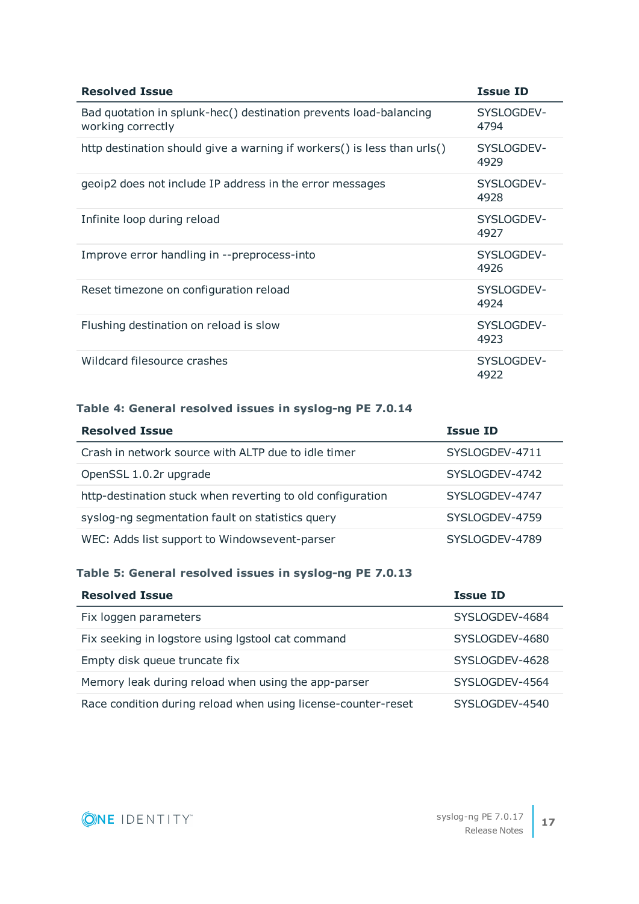| Resolved Issue | Issue ID |
| --- | --- |
| Bad quotation in splunk-hec() destination prevents load-balancing working correctly | SYSLOGDEV-4794 |
| http destination should give a warning if workers() is less than urls() | SYSLOGDEV-4929 |
| geoip2 does not include IP address in the error messages | SYSLOGDEV-4928 |
| Infinite loop during reload | SYSLOGDEV-4927 |
| Improve error handling in --preprocess-into | SYSLOGDEV-4926 |
| Reset timezone on configuration reload | SYSLOGDEV-4924 |
| Flushing destination on reload is slow | SYSLOGDEV-4923 |
| Wildcard filesource crashes | SYSLOGDEV-4922 |

**Table 4: General resolved issues in syslog-ng PE 7.0.14**

| Resolved Issue | Issue ID |
| --- | --- |
| Crash in network source with ALTP due to idle timer | SYSLOGDEV-4711 |
| OpenSSL 1.0.2r upgrade | SYSLOGDEV-4742 |
| http-destination stuck when reverting to old configuration | SYSLOGDEV-4747 |
| syslog-ng segmentation fault on statistics query | SYSLOGDEV-4759 |
| WEC: Adds list support to Windowsevent-parser | SYSLOGDEV-4789 |

**Table 5: General resolved issues in syslog-ng PE 7.0.13**

| Resolved Issue | Issue ID |
| --- | --- |
| Fix loggen parameters | SYSLOGDEV-4684 |
| Fix seeking in logstore using lgstool cat command | SYSLOGDEV-4680 |
| Empty disk queue truncate fix | SYSLOGDEV-4628 |
| Memory leak during reload when using the app-parser | SYSLOGDEV-4564 |
| Race condition during reload when using license-counter-reset | SYSLOGDEV-4540 |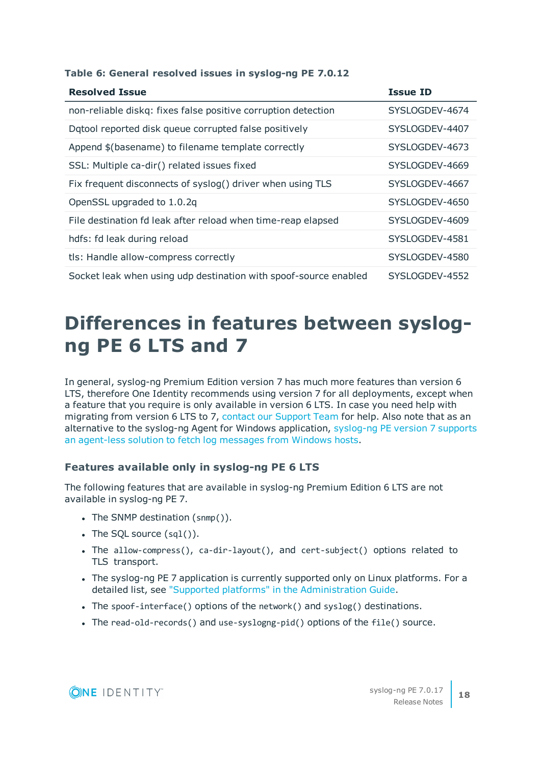**Table 6: General resolved issues in syslog-ng PE 7.0.12**

| Resolved Issue | Issue ID |
|---|---|
| non-reliable diskq: fixes false positive corruption detection | SYSLOGDEV-4674 |
| Dqtool reported disk queue corrupted false positively | SYSLOGDEV-4407 |
| Append $(basename) to filename template correctly | SYSLOGDEV-4673 |
| SSL: Multiple ca-dir() related issues fixed | SYSLOGDEV-4669 |
| Fix frequent disconnects of syslog() driver when using TLS | SYSLOGDEV-4667 |
| OpenSSL upgraded to 1.0.2q | SYSLOGDEV-4650 |
| File destination fd leak after reload when time-reap elapsed | SYSLOGDEV-4609 |
| hdfs: fd leak during reload | SYSLOGDEV-4581 |
| tls: Handle allow-compress correctly | SYSLOGDEV-4580 |
| Socket leak when using udp destination with spoof-source enabled | SYSLOGDEV-4552 |

# Differences in features between syslog-ng PE 6 LTS and 7

In general, syslog-ng Premium Edition version 7 has much more features than version 6 LTS, therefore One Identity recommends using version 7 for all deployments, except when a feature that you require is only available in version 6 LTS. In case you need help with migrating from version 6 LTS to 7, contact our Support Team for help. Also note that as an alternative to the syslog-ng Agent for Windows application, syslog-ng PE version 7 supports an agent-less solution to fetch log messages from Windows hosts.

## Features available only in syslog-ng PE 6 LTS

The following features that are available in syslog-ng Premium Edition 6 LTS are not available in syslog-ng PE 7.

- The SNMP destination (`snmp()`).
- The SQL source (`sql()`).
- The `allow-compress()`, `ca-dir-layout()`, and `cert-subject()` options related to TLS transport.
- The syslog-ng PE 7 application is currently supported only on Linux platforms. For a detailed list, see "Supported platforms" in the Administration Guide.
- The `spoof-interface()` options of the `network()` and `syslog()` destinations.
- The `read-old-records()` and `use-syslogng-pid()` options of the `file()` source.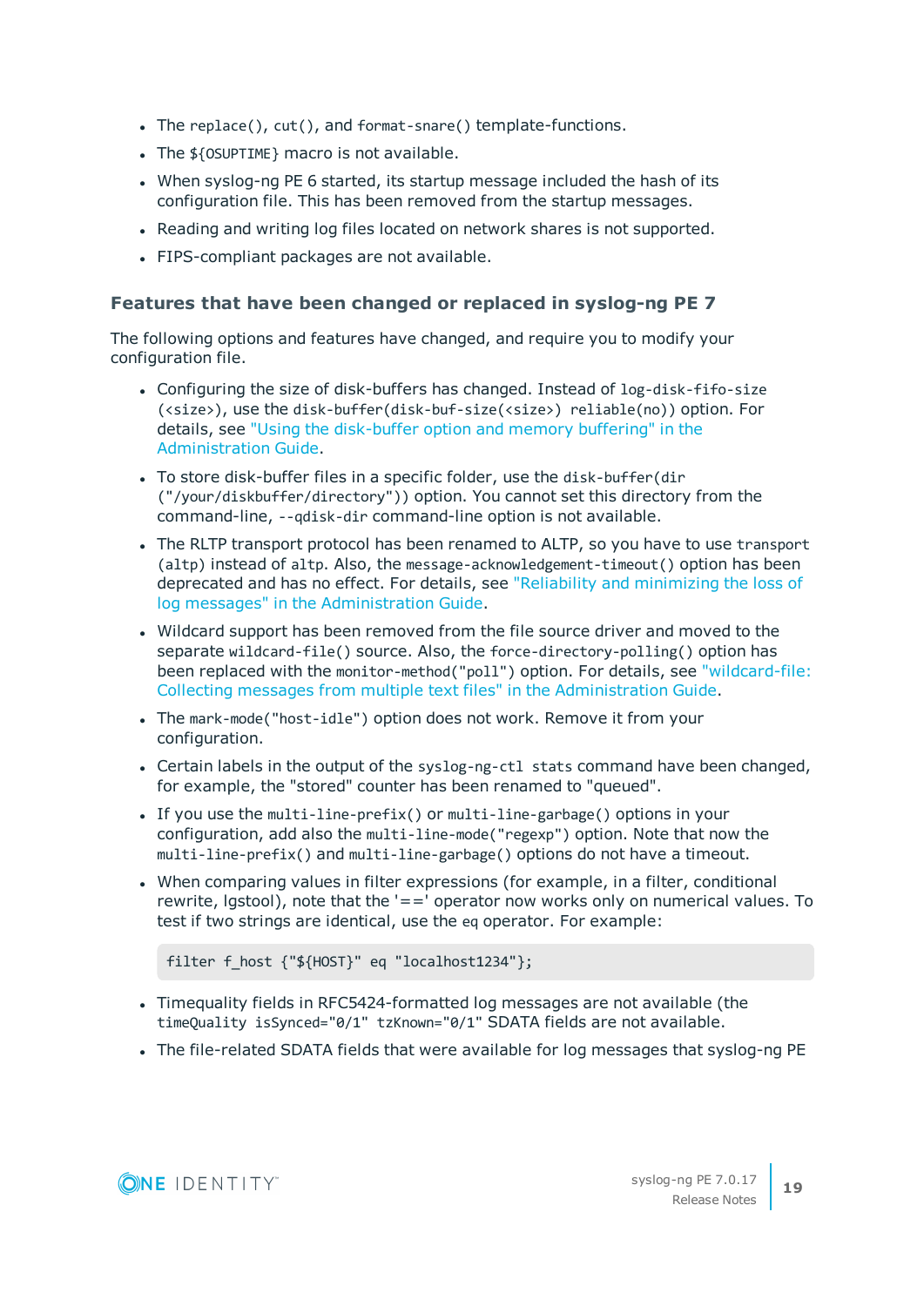- The `replace()`, `cut()`, and `format-snare()` template-functions.
- The `${OSUPTIME}` macro is not available.
- When syslog-ng PE 6 started, its startup message included the hash of its configuration file. This has been removed from the startup messages.
- Reading and writing log files located on network shares is not supported.
- FIPS-compliant packages are not available.

### Features that have been changed or replaced in syslog-ng PE 7

The following options and features have changed, and require you to modify your configuration file.

- Configuring the size of disk-buffers has changed. Instead of `log-disk-fifo-size (<size>)`, use the `disk-buffer(disk-buf-size(<size>) reliable(no))` option. For details, see "Using the disk-buffer option and memory buffering" in the Administration Guide.
- To store disk-buffer files in a specific folder, use the `disk-buffer(dir ("/your/diskbuffer/directory"))` option. You cannot set this directory from the command-line, `--qdisk-dir` command-line option is not available.
- The RLTP transport protocol has been renamed to ALTP, so you have to use `transport (altp)` instead of `altp`. Also, the `message-acknowledgement-timeout()` option has been deprecated and has no effect. For details, see "Reliability and minimizing the loss of log messages" in the Administration Guide.
- Wildcard support has been removed from the file source driver and moved to the separate `wildcard-file()` source. Also, the `force-directory-polling()` option has been replaced with the `monitor-method("poll")` option. For details, see "wildcard-file: Collecting messages from multiple text files" in the Administration Guide.
- The `mark-mode("host-idle")` option does not work. Remove it from your configuration.
- Certain labels in the output of the `syslog-ng-ctl stats` command have been changed, for example, the "stored" counter has been renamed to "queued".
- If you use the `multi-line-prefix()` or `multi-line-garbage()` options in your configuration, add also the `multi-line-mode("regexp")` option. Note that now the `multi-line-prefix()` and `multi-line-garbage()` options do not have a timeout.
- When comparing values in filter expressions (for example, in a filter, conditional rewrite, lgstool), note that the '==' operator now works only on numerical values. To test if two strings are identical, use the `eq` operator. For example:

```
filter f_host {"${HOST}" eq "localhost1234"};
```

- Timequality fields in RFC5424-formatted log messages are not available (the `timeQuality isSynced="0/1" tzKnown="0/1"` SDATA fields are not available.
- The file-related SDATA fields that were available for log messages that syslog-ng PE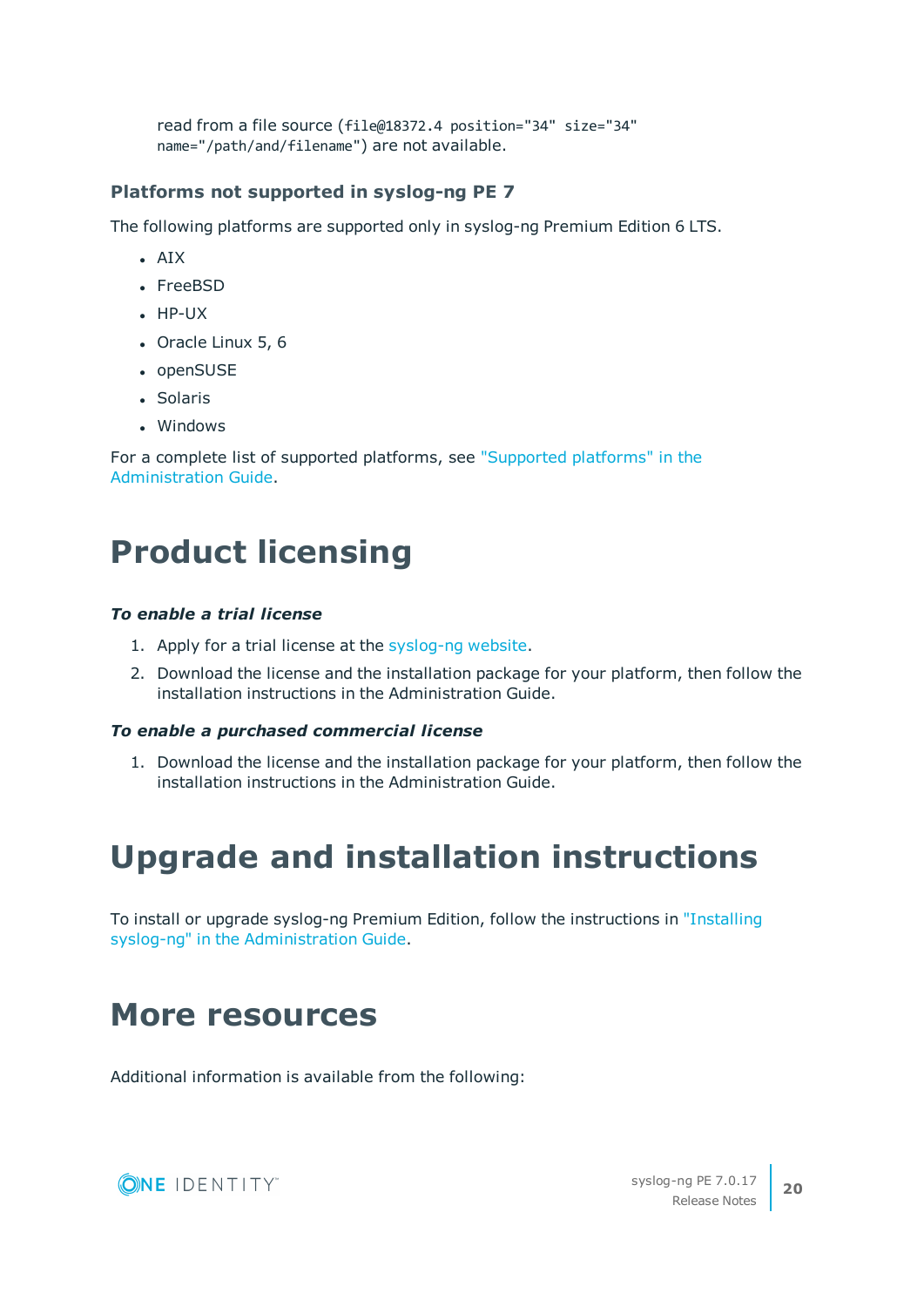read from a file source (`file@18372.4 position="34" size="34" name="/path/and/filename"`) are not available.

### Platforms not supported in syslog-ng PE 7

The following platforms are supported only in syslog-ng Premium Edition 6 LTS.

- AIX
- FreeBSD
- HP-UX
- Oracle Linux 5, 6
- openSUSE
- Solaris
- Windows

For a complete list of supported platforms, see "Supported platforms" in the Administration Guide.

# Product licensing

***To enable a trial license***

1. Apply for a trial license at the syslog-ng website.
2. Download the license and the installation package for your platform, then follow the installation instructions in the Administration Guide.

***To enable a purchased commercial license***

1. Download the license and the installation package for your platform, then follow the installation instructions in the Administration Guide.

# Upgrade and installation instructions

To install or upgrade syslog-ng Premium Edition, follow the instructions in "Installing syslog-ng" in the Administration Guide.

# More resources

Additional information is available from the following: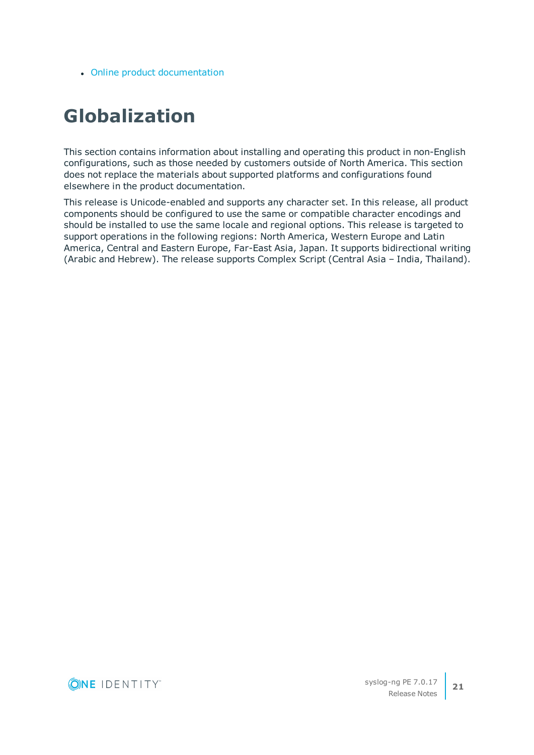- Online product documentation

# Globalization

This section contains information about installing and operating this product in non-English configurations, such as those needed by customers outside of North America. This section does not replace the materials about supported platforms and configurations found elsewhere in the product documentation.

This release is Unicode-enabled and supports any character set. In this release, all product components should be configured to use the same or compatible character encodings and should be installed to use the same locale and regional options. This release is targeted to support operations in the following regions: North America, Western Europe and Latin America, Central and Eastern Europe, Far-East Asia, Japan. It supports bidirectional writing (Arabic and Hebrew). The release supports Complex Script (Central Asia – India, Thailand).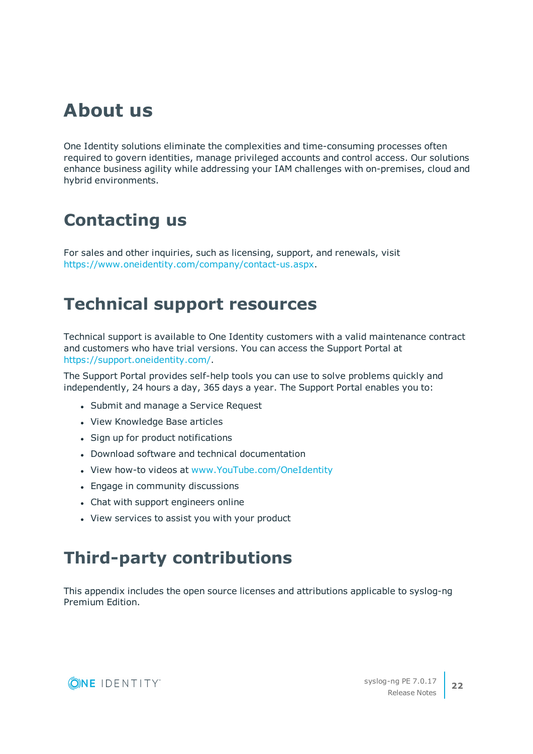# About us

One Identity solutions eliminate the complexities and time-consuming processes often required to govern identities, manage privileged accounts and control access. Our solutions enhance business agility while addressing your IAM challenges with on-premises, cloud and hybrid environments.

# Contacting us

For sales and other inquiries, such as licensing, support, and renewals, visit https://www.oneidentity.com/company/contact-us.aspx.

# Technical support resources

Technical support is available to One Identity customers with a valid maintenance contract and customers who have trial versions. You can access the Support Portal at https://support.oneidentity.com/.

The Support Portal provides self-help tools you can use to solve problems quickly and independently, 24 hours a day, 365 days a year. The Support Portal enables you to:

- Submit and manage a Service Request
- View Knowledge Base articles
- Sign up for product notifications
- Download software and technical documentation
- View how-to videos at www.YouTube.com/OneIdentity
- Engage in community discussions
- Chat with support engineers online
- View services to assist you with your product

# Third-party contributions

This appendix includes the open source licenses and attributions applicable to syslog-ng Premium Edition.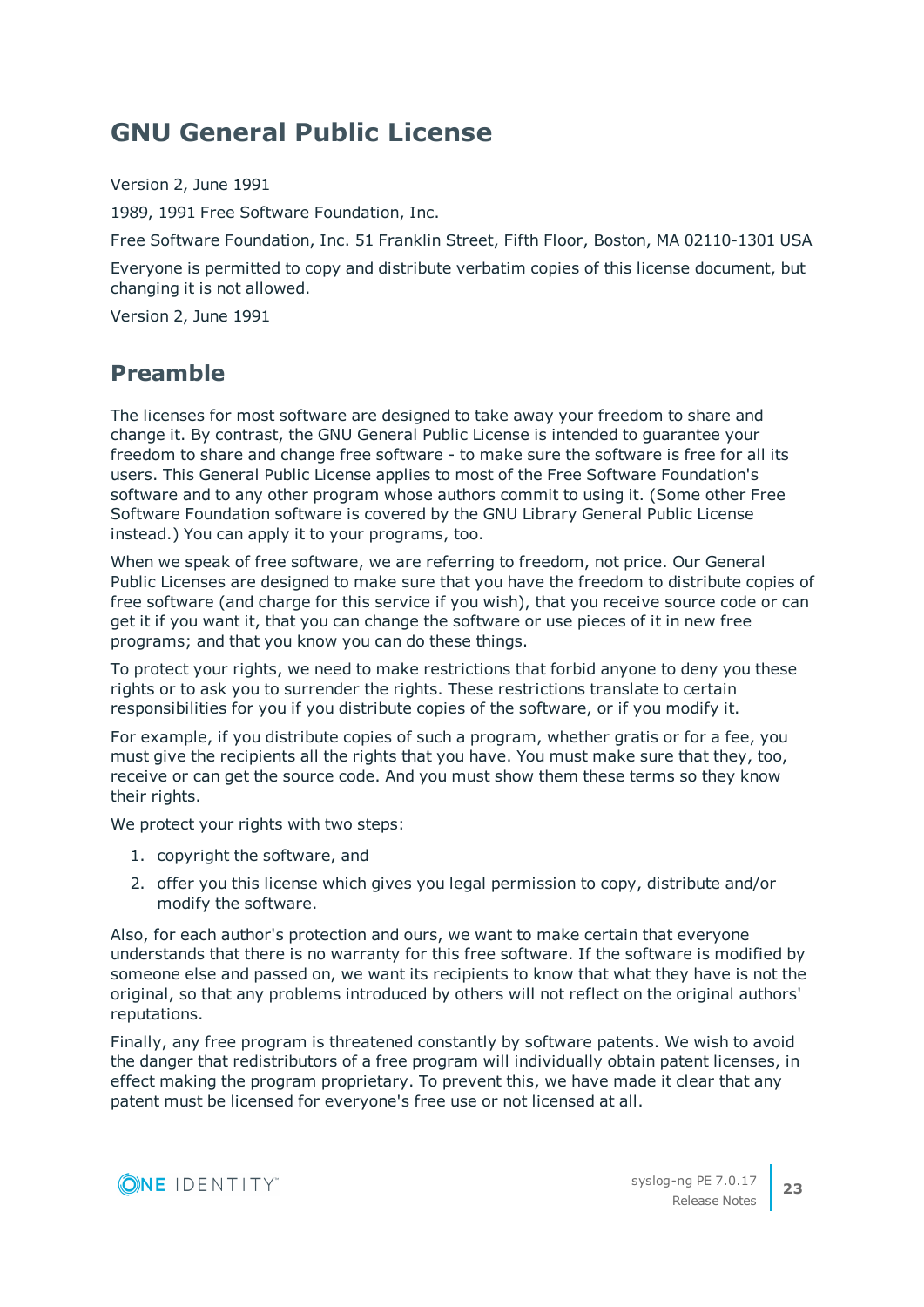# GNU General Public License

Version 2, June 1991

1989, 1991 Free Software Foundation, Inc.

Free Software Foundation, Inc. 51 Franklin Street, Fifth Floor, Boston, MA 02110-1301 USA

Everyone is permitted to copy and distribute verbatim copies of this license document, but changing it is not allowed.

Version 2, June 1991

## Preamble

The licenses for most software are designed to take away your freedom to share and change it. By contrast, the GNU General Public License is intended to guarantee your freedom to share and change free software - to make sure the software is free for all its users. This General Public License applies to most of the Free Software Foundation's software and to any other program whose authors commit to using it. (Some other Free Software Foundation software is covered by the GNU Library General Public License instead.) You can apply it to your programs, too.

When we speak of free software, we are referring to freedom, not price. Our General Public Licenses are designed to make sure that you have the freedom to distribute copies of free software (and charge for this service if you wish), that you receive source code or can get it if you want it, that you can change the software or use pieces of it in new free programs; and that you know you can do these things.

To protect your rights, we need to make restrictions that forbid anyone to deny you these rights or to ask you to surrender the rights. These restrictions translate to certain responsibilities for you if you distribute copies of the software, or if you modify it.

For example, if you distribute copies of such a program, whether gratis or for a fee, you must give the recipients all the rights that you have. You must make sure that they, too, receive or can get the source code. And you must show them these terms so they know their rights.

We protect your rights with two steps:

1. copyright the software, and
2. offer you this license which gives you legal permission to copy, distribute and/or modify the software.

Also, for each author's protection and ours, we want to make certain that everyone understands that there is no warranty for this free software. If the software is modified by someone else and passed on, we want its recipients to know that what they have is not the original, so that any problems introduced by others will not reflect on the original authors' reputations.

Finally, any free program is threatened constantly by software patents. We wish to avoid the danger that redistributors of a free program will individually obtain patent licenses, in effect making the program proprietary. To prevent this, we have made it clear that any patent must be licensed for everyone's free use or not licensed at all.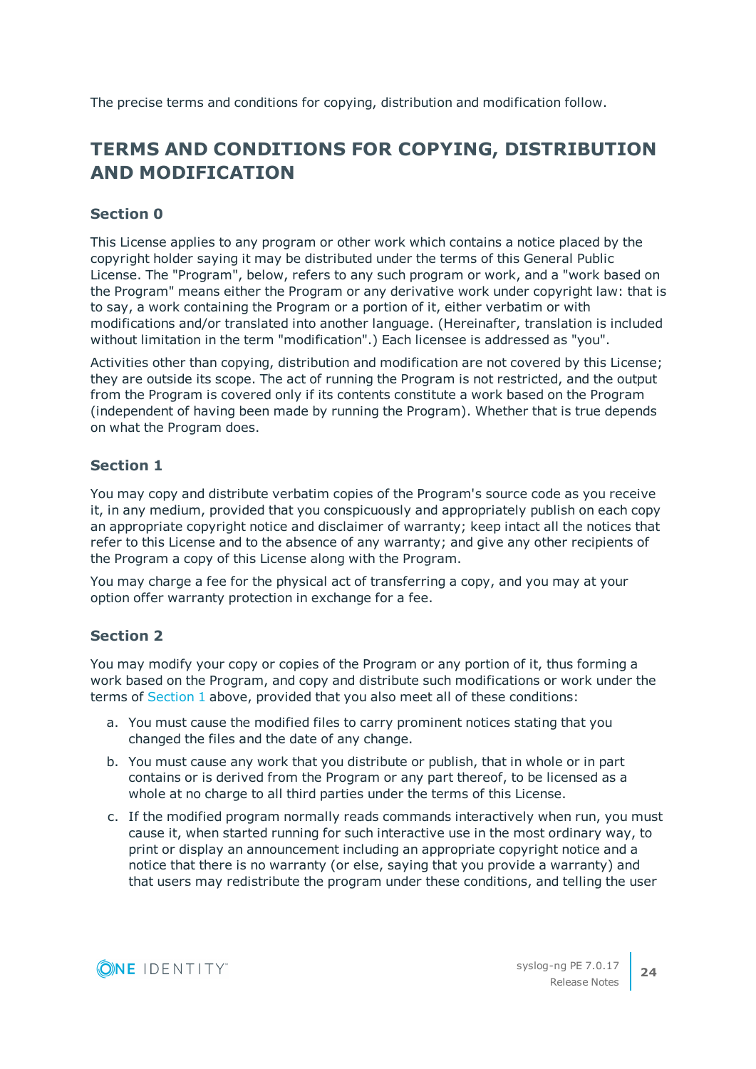The precise terms and conditions for copying, distribution and modification follow.

## TERMS AND CONDITIONS FOR COPYING, DISTRIBUTION AND MODIFICATION

### Section 0

This License applies to any program or other work which contains a notice placed by the copyright holder saying it may be distributed under the terms of this General Public License. The "Program", below, refers to any such program or work, and a "work based on the Program" means either the Program or any derivative work under copyright law: that is to say, a work containing the Program or a portion of it, either verbatim or with modifications and/or translated into another language. (Hereinafter, translation is included without limitation in the term "modification".) Each licensee is addressed as "you".

Activities other than copying, distribution and modification are not covered by this License; they are outside its scope. The act of running the Program is not restricted, and the output from the Program is covered only if its contents constitute a work based on the Program (independent of having been made by running the Program). Whether that is true depends on what the Program does.

### Section 1

You may copy and distribute verbatim copies of the Program's source code as you receive it, in any medium, provided that you conspicuously and appropriately publish on each copy an appropriate copyright notice and disclaimer of warranty; keep intact all the notices that refer to this License and to the absence of any warranty; and give any other recipients of the Program a copy of this License along with the Program.

You may charge a fee for the physical act of transferring a copy, and you may at your option offer warranty protection in exchange for a fee.

### Section 2

You may modify your copy or copies of the Program or any portion of it, thus forming a work based on the Program, and copy and distribute such modifications or work under the terms of Section 1 above, provided that you also meet all of these conditions:

a. You must cause the modified files to carry prominent notices stating that you changed the files and the date of any change.

b. You must cause any work that you distribute or publish, that in whole or in part contains or is derived from the Program or any part thereof, to be licensed as a whole at no charge to all third parties under the terms of this License.

c. If the modified program normally reads commands interactively when run, you must cause it, when started running for such interactive use in the most ordinary way, to print or display an announcement including an appropriate copyright notice and a notice that there is no warranty (or else, saying that you provide a warranty) and that users may redistribute the program under these conditions, and telling the user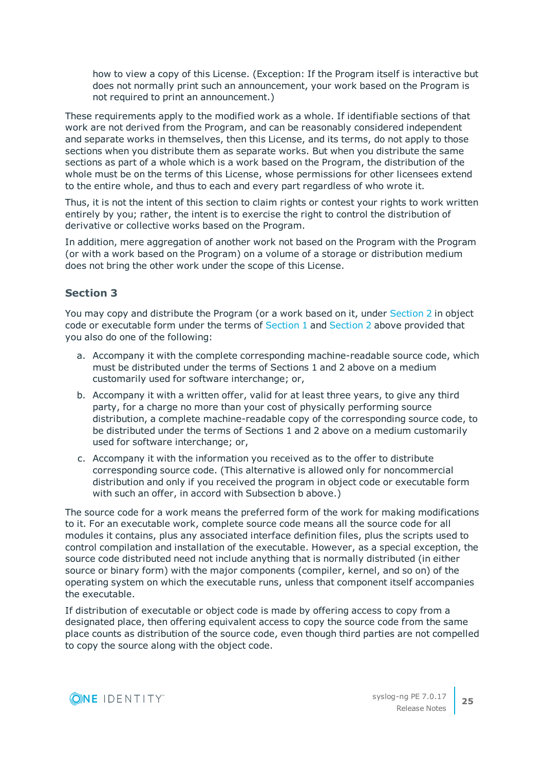how to view a copy of this License. (Exception: If the Program itself is interactive but does not normally print such an announcement, your work based on the Program is not required to print an announcement.)

These requirements apply to the modified work as a whole. If identifiable sections of that work are not derived from the Program, and can be reasonably considered independent and separate works in themselves, then this License, and its terms, do not apply to those sections when you distribute them as separate works. But when you distribute the same sections as part of a whole which is a work based on the Program, the distribution of the whole must be on the terms of this License, whose permissions for other licensees extend to the entire whole, and thus to each and every part regardless of who wrote it.

Thus, it is not the intent of this section to claim rights or contest your rights to work written entirely by you; rather, the intent is to exercise the right to control the distribution of derivative or collective works based on the Program.

In addition, mere aggregation of another work not based on the Program with the Program (or with a work based on the Program) on a volume of a storage or distribution medium does not bring the other work under the scope of this License.

### Section 3

You may copy and distribute the Program (or a work based on it, under Section 2 in object code or executable form under the terms of Section 1 and Section 2 above provided that you also do one of the following:

a. Accompany it with the complete corresponding machine-readable source code, which must be distributed under the terms of Sections 1 and 2 above on a medium customarily used for software interchange; or,

b. Accompany it with a written offer, valid for at least three years, to give any third party, for a charge no more than your cost of physically performing source distribution, a complete machine-readable copy of the corresponding source code, to be distributed under the terms of Sections 1 and 2 above on a medium customarily used for software interchange; or,

c. Accompany it with the information you received as to the offer to distribute corresponding source code. (This alternative is allowed only for noncommercial distribution and only if you received the program in object code or executable form with such an offer, in accord with Subsection b above.)

The source code for a work means the preferred form of the work for making modifications to it. For an executable work, complete source code means all the source code for all modules it contains, plus any associated interface definition files, plus the scripts used to control compilation and installation of the executable. However, as a special exception, the source code distributed need not include anything that is normally distributed (in either source or binary form) with the major components (compiler, kernel, and so on) of the operating system on which the executable runs, unless that component itself accompanies the executable.

If distribution of executable or object code is made by offering access to copy from a designated place, then offering equivalent access to copy the source code from the same place counts as distribution of the source code, even though third parties are not compelled to copy the source along with the object code.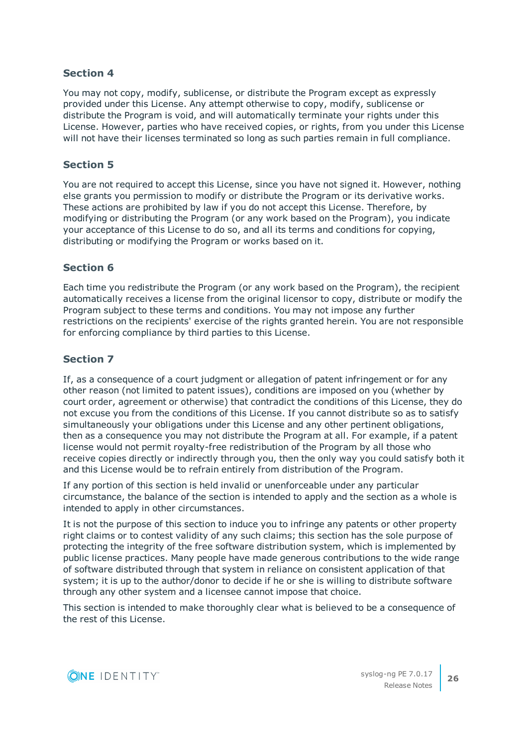## Section 4

You may not copy, modify, sublicense, or distribute the Program except as expressly provided under this License. Any attempt otherwise to copy, modify, sublicense or distribute the Program is void, and will automatically terminate your rights under this License. However, parties who have received copies, or rights, from you under this License will not have their licenses terminated so long as such parties remain in full compliance.

## Section 5

You are not required to accept this License, since you have not signed it. However, nothing else grants you permission to modify or distribute the Program or its derivative works. These actions are prohibited by law if you do not accept this License. Therefore, by modifying or distributing the Program (or any work based on the Program), you indicate your acceptance of this License to do so, and all its terms and conditions for copying, distributing or modifying the Program or works based on it.

## Section 6

Each time you redistribute the Program (or any work based on the Program), the recipient automatically receives a license from the original licensor to copy, distribute or modify the Program subject to these terms and conditions. You may not impose any further restrictions on the recipients' exercise of the rights granted herein. You are not responsible for enforcing compliance by third parties to this License.

## Section 7

If, as a consequence of a court judgment or allegation of patent infringement or for any other reason (not limited to patent issues), conditions are imposed on you (whether by court order, agreement or otherwise) that contradict the conditions of this License, they do not excuse you from the conditions of this License. If you cannot distribute so as to satisfy simultaneously your obligations under this License and any other pertinent obligations, then as a consequence you may not distribute the Program at all. For example, if a patent license would not permit royalty-free redistribution of the Program by all those who receive copies directly or indirectly through you, then the only way you could satisfy both it and this License would be to refrain entirely from distribution of the Program.

If any portion of this section is held invalid or unenforceable under any particular circumstance, the balance of the section is intended to apply and the section as a whole is intended to apply in other circumstances.

It is not the purpose of this section to induce you to infringe any patents or other property right claims or to contest validity of any such claims; this section has the sole purpose of protecting the integrity of the free software distribution system, which is implemented by public license practices. Many people have made generous contributions to the wide range of software distributed through that system in reliance on consistent application of that system; it is up to the author/donor to decide if he or she is willing to distribute software through any other system and a licensee cannot impose that choice.

This section is intended to make thoroughly clear what is believed to be a consequence of the rest of this License.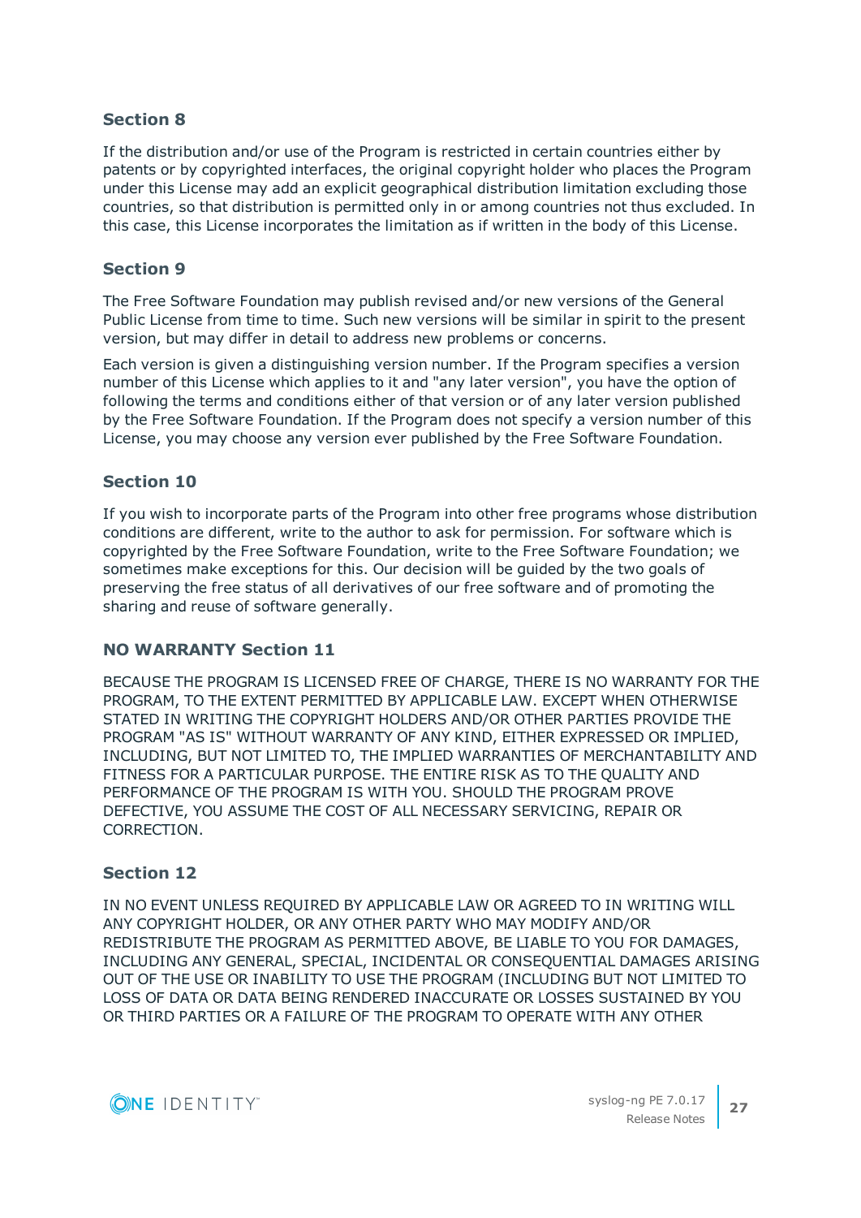### Section 8

If the distribution and/or use of the Program is restricted in certain countries either by patents or by copyrighted interfaces, the original copyright holder who places the Program under this License may add an explicit geographical distribution limitation excluding those countries, so that distribution is permitted only in or among countries not thus excluded. In this case, this License incorporates the limitation as if written in the body of this License.

### Section 9

The Free Software Foundation may publish revised and/or new versions of the General Public License from time to time. Such new versions will be similar in spirit to the present version, but may differ in detail to address new problems or concerns.

Each version is given a distinguishing version number. If the Program specifies a version number of this License which applies to it and "any later version", you have the option of following the terms and conditions either of that version or of any later version published by the Free Software Foundation. If the Program does not specify a version number of this License, you may choose any version ever published by the Free Software Foundation.

### Section 10

If you wish to incorporate parts of the Program into other free programs whose distribution conditions are different, write to the author to ask for permission. For software which is copyrighted by the Free Software Foundation, write to the Free Software Foundation; we sometimes make exceptions for this. Our decision will be guided by the two goals of preserving the free status of all derivatives of our free software and of promoting the sharing and reuse of software generally.

### NO WARRANTY Section 11

BECAUSE THE PROGRAM IS LICENSED FREE OF CHARGE, THERE IS NO WARRANTY FOR THE PROGRAM, TO THE EXTENT PERMITTED BY APPLICABLE LAW. EXCEPT WHEN OTHERWISE STATED IN WRITING THE COPYRIGHT HOLDERS AND/OR OTHER PARTIES PROVIDE THE PROGRAM "AS IS" WITHOUT WARRANTY OF ANY KIND, EITHER EXPRESSED OR IMPLIED, INCLUDING, BUT NOT LIMITED TO, THE IMPLIED WARRANTIES OF MERCHANTABILITY AND FITNESS FOR A PARTICULAR PURPOSE. THE ENTIRE RISK AS TO THE QUALITY AND PERFORMANCE OF THE PROGRAM IS WITH YOU. SHOULD THE PROGRAM PROVE DEFECTIVE, YOU ASSUME THE COST OF ALL NECESSARY SERVICING, REPAIR OR CORRECTION.

### Section 12

IN NO EVENT UNLESS REQUIRED BY APPLICABLE LAW OR AGREED TO IN WRITING WILL ANY COPYRIGHT HOLDER, OR ANY OTHER PARTY WHO MAY MODIFY AND/OR REDISTRIBUTE THE PROGRAM AS PERMITTED ABOVE, BE LIABLE TO YOU FOR DAMAGES, INCLUDING ANY GENERAL, SPECIAL, INCIDENTAL OR CONSEQUENTIAL DAMAGES ARISING OUT OF THE USE OR INABILITY TO USE THE PROGRAM (INCLUDING BUT NOT LIMITED TO LOSS OF DATA OR DATA BEING RENDERED INACCURATE OR LOSSES SUSTAINED BY YOU OR THIRD PARTIES OR A FAILURE OF THE PROGRAM TO OPERATE WITH ANY OTHER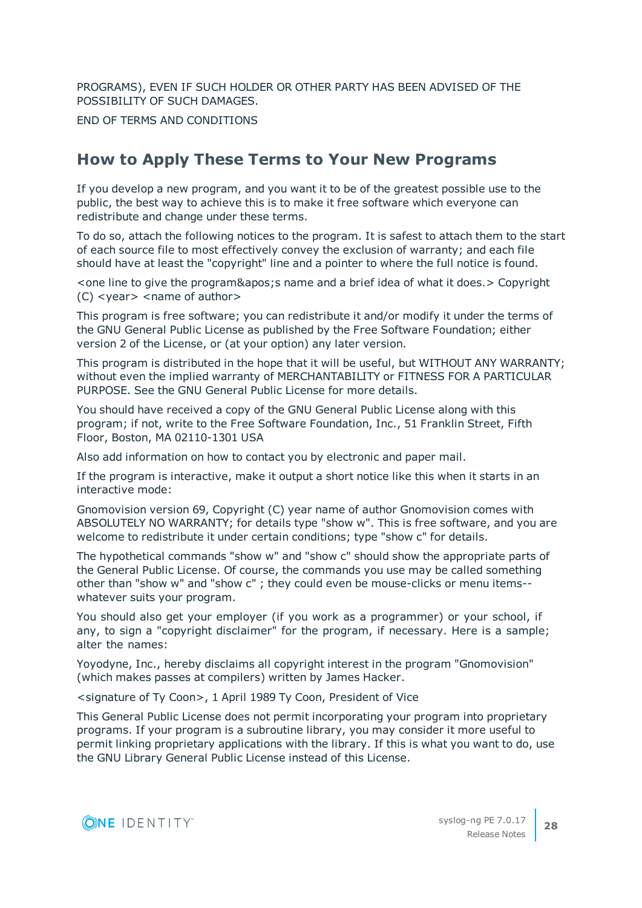PROGRAMS), EVEN IF SUCH HOLDER OR OTHER PARTY HAS BEEN ADVISED OF THE POSSIBILITY OF SUCH DAMAGES.

END OF TERMS AND CONDITIONS

## How to Apply These Terms to Your New Programs

If you develop a new program, and you want it to be of the greatest possible use to the public, the best way to achieve this is to make it free software which everyone can redistribute and change under these terms.

To do so, attach the following notices to the program. It is safest to attach them to the start of each source file to most effectively convey the exclusion of warranty; and each file should have at least the "copyright" line and a pointer to where the full notice is found.

<one line to give the program&apos;s name and a brief idea of what it does.> Copyright (C) <year> <name of author>

This program is free software; you can redistribute it and/or modify it under the terms of the GNU General Public License as published by the Free Software Foundation; either version 2 of the License, or (at your option) any later version.

This program is distributed in the hope that it will be useful, but WITHOUT ANY WARRANTY; without even the implied warranty of MERCHANTABILITY or FITNESS FOR A PARTICULAR PURPOSE. See the GNU General Public License for more details.

You should have received a copy of the GNU General Public License along with this program; if not, write to the Free Software Foundation, Inc., 51 Franklin Street, Fifth Floor, Boston, MA 02110-1301 USA

Also add information on how to contact you by electronic and paper mail.

If the program is interactive, make it output a short notice like this when it starts in an interactive mode:

Gnomovision version 69, Copyright (C) year name of author Gnomovision comes with ABSOLUTELY NO WARRANTY; for details type "show w". This is free software, and you are welcome to redistribute it under certain conditions; type "show c" for details.

The hypothetical commands "show w" and "show c" should show the appropriate parts of the General Public License. Of course, the commands you use may be called something other than "show w" and "show c" ; they could even be mouse-clicks or menu items--whatever suits your program.

You should also get your employer (if you work as a programmer) or your school, if any, to sign a "copyright disclaimer" for the program, if necessary. Here is a sample; alter the names:

Yoyodyne, Inc., hereby disclaims all copyright interest in the program "Gnomovision" (which makes passes at compilers) written by James Hacker.

<signature of Ty Coon>, 1 April 1989 Ty Coon, President of Vice

This General Public License does not permit incorporating your program into proprietary programs. If your program is a subroutine library, you may consider it more useful to permit linking proprietary applications with the library. If this is what you want to do, use the GNU Library General Public License instead of this License.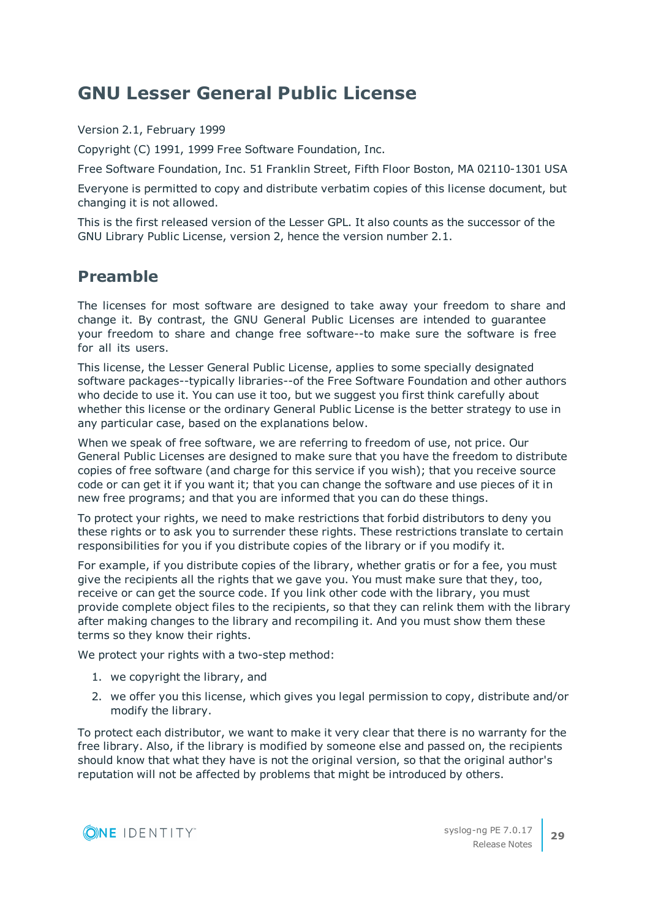# GNU Lesser General Public License

Version 2.1, February 1999

Copyright (C) 1991, 1999 Free Software Foundation, Inc.

Free Software Foundation, Inc. 51 Franklin Street, Fifth Floor Boston, MA 02110-1301 USA

Everyone is permitted to copy and distribute verbatim copies of this license document, but changing it is not allowed.

This is the first released version of the Lesser GPL. It also counts as the successor of the GNU Library Public License, version 2, hence the version number 2.1.

## Preamble

The licenses for most software are designed to take away your freedom to share and change it. By contrast, the GNU General Public Licenses are intended to guarantee your freedom to share and change free software--to make sure the software is free for all its users.

This license, the Lesser General Public License, applies to some specially designated software packages--typically libraries--of the Free Software Foundation and other authors who decide to use it. You can use it too, but we suggest you first think carefully about whether this license or the ordinary General Public License is the better strategy to use in any particular case, based on the explanations below.

When we speak of free software, we are referring to freedom of use, not price. Our General Public Licenses are designed to make sure that you have the freedom to distribute copies of free software (and charge for this service if you wish); that you receive source code or can get it if you want it; that you can change the software and use pieces of it in new free programs; and that you are informed that you can do these things.

To protect your rights, we need to make restrictions that forbid distributors to deny you these rights or to ask you to surrender these rights. These restrictions translate to certain responsibilities for you if you distribute copies of the library or if you modify it.

For example, if you distribute copies of the library, whether gratis or for a fee, you must give the recipients all the rights that we gave you. You must make sure that they, too, receive or can get the source code. If you link other code with the library, you must provide complete object files to the recipients, so that they can relink them with the library after making changes to the library and recompiling it. And you must show them these terms so they know their rights.

We protect your rights with a two-step method:

1. we copyright the library, and
2. we offer you this license, which gives you legal permission to copy, distribute and/or modify the library.

To protect each distributor, we want to make it very clear that there is no warranty for the free library. Also, if the library is modified by someone else and passed on, the recipients should know that what they have is not the original version, so that the original author's reputation will not be affected by problems that might be introduced by others.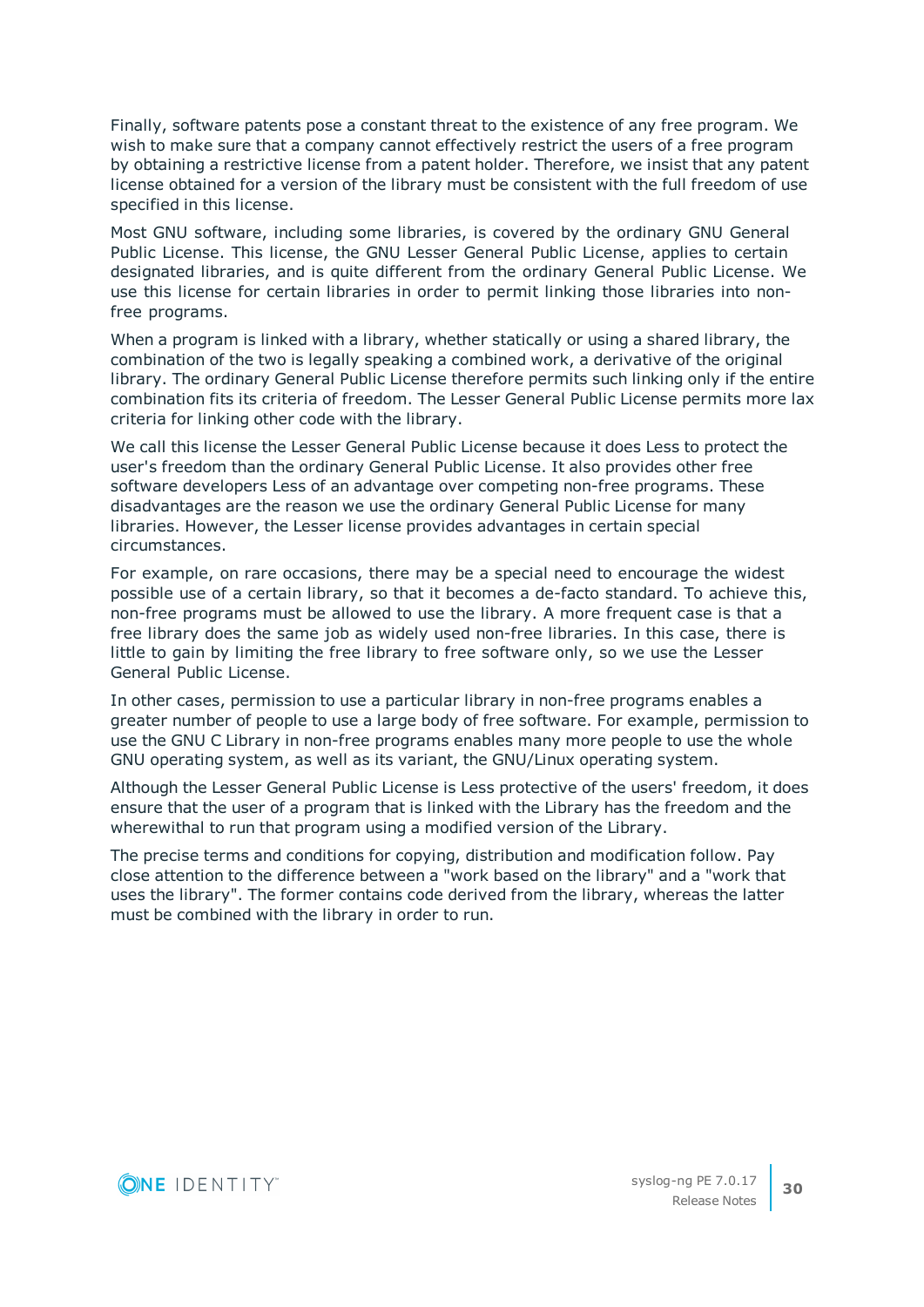Finally, software patents pose a constant threat to the existence of any free program. We wish to make sure that a company cannot effectively restrict the users of a free program by obtaining a restrictive license from a patent holder. Therefore, we insist that any patent license obtained for a version of the library must be consistent with the full freedom of use specified in this license.

Most GNU software, including some libraries, is covered by the ordinary GNU General Public License. This license, the GNU Lesser General Public License, applies to certain designated libraries, and is quite different from the ordinary General Public License. We use this license for certain libraries in order to permit linking those libraries into non-free programs.

When a program is linked with a library, whether statically or using a shared library, the combination of the two is legally speaking a combined work, a derivative of the original library. The ordinary General Public License therefore permits such linking only if the entire combination fits its criteria of freedom. The Lesser General Public License permits more lax criteria for linking other code with the library.

We call this license the Lesser General Public License because it does Less to protect the user's freedom than the ordinary General Public License. It also provides other free software developers Less of an advantage over competing non-free programs. These disadvantages are the reason we use the ordinary General Public License for many libraries. However, the Lesser license provides advantages in certain special circumstances.

For example, on rare occasions, there may be a special need to encourage the widest possible use of a certain library, so that it becomes a de-facto standard. To achieve this, non-free programs must be allowed to use the library. A more frequent case is that a free library does the same job as widely used non-free libraries. In this case, there is little to gain by limiting the free library to free software only, so we use the Lesser General Public License.

In other cases, permission to use a particular library in non-free programs enables a greater number of people to use a large body of free software. For example, permission to use the GNU C Library in non-free programs enables many more people to use the whole GNU operating system, as well as its variant, the GNU/Linux operating system.

Although the Lesser General Public License is Less protective of the users' freedom, it does ensure that the user of a program that is linked with the Library has the freedom and the wherewithal to run that program using a modified version of the Library.

The precise terms and conditions for copying, distribution and modification follow. Pay close attention to the difference between a "work based on the library" and a "work that uses the library". The former contains code derived from the library, whereas the latter must be combined with the library in order to run.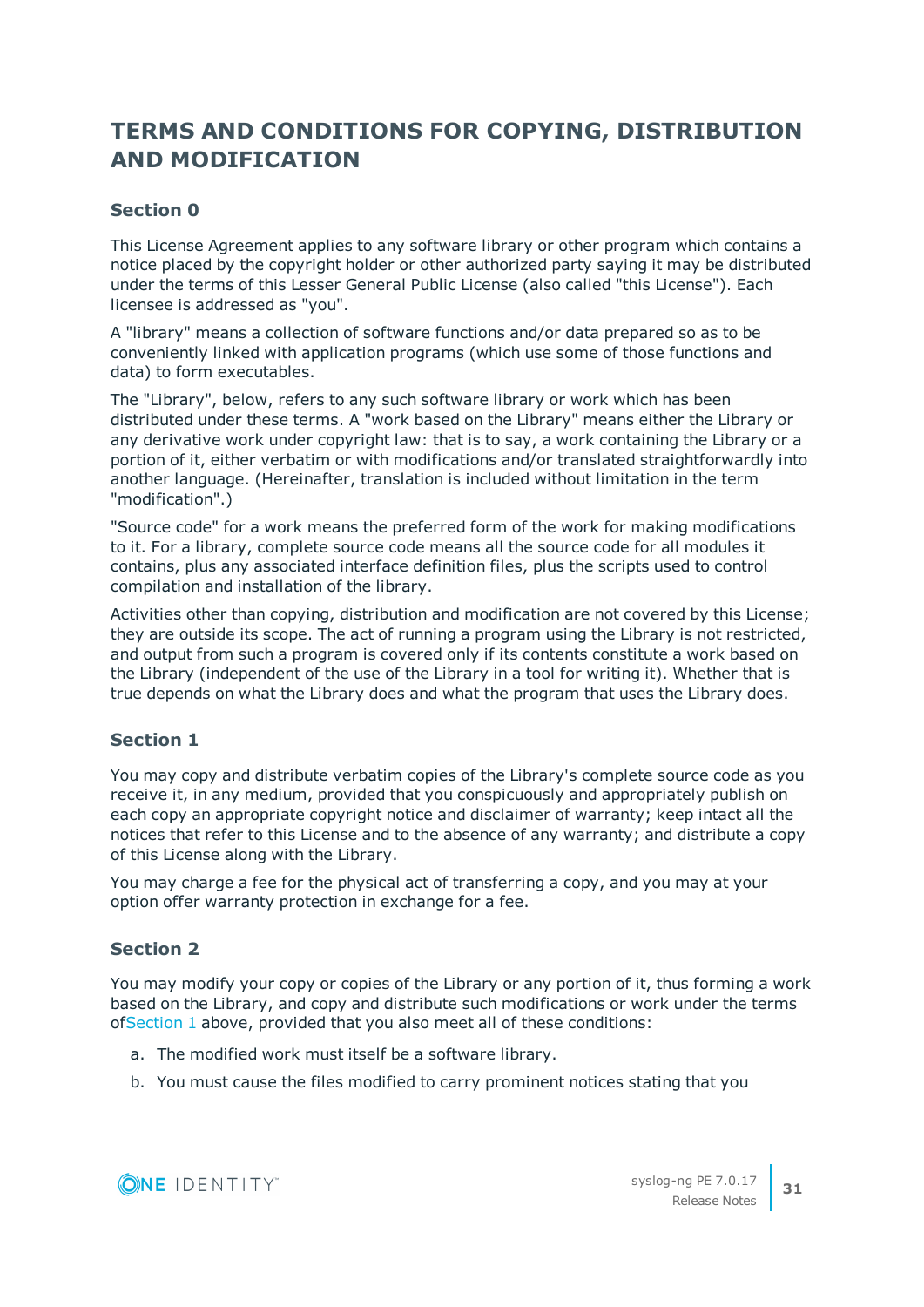## TERMS AND CONDITIONS FOR COPYING, DISTRIBUTION AND MODIFICATION

### Section 0

This License Agreement applies to any software library or other program which contains a notice placed by the copyright holder or other authorized party saying it may be distributed under the terms of this Lesser General Public License (also called "this License"). Each licensee is addressed as "you".

A "library" means a collection of software functions and/or data prepared so as to be conveniently linked with application programs (which use some of those functions and data) to form executables.

The "Library", below, refers to any such software library or work which has been distributed under these terms. A "work based on the Library" means either the Library or any derivative work under copyright law: that is to say, a work containing the Library or a portion of it, either verbatim or with modifications and/or translated straightforwardly into another language. (Hereinafter, translation is included without limitation in the term "modification".)

"Source code" for a work means the preferred form of the work for making modifications to it. For a library, complete source code means all the source code for all modules it contains, plus any associated interface definition files, plus the scripts used to control compilation and installation of the library.

Activities other than copying, distribution and modification are not covered by this License; they are outside its scope. The act of running a program using the Library is not restricted, and output from such a program is covered only if its contents constitute a work based on the Library (independent of the use of the Library in a tool for writing it). Whether that is true depends on what the Library does and what the program that uses the Library does.

### Section 1

You may copy and distribute verbatim copies of the Library's complete source code as you receive it, in any medium, provided that you conspicuously and appropriately publish on each copy an appropriate copyright notice and disclaimer of warranty; keep intact all the notices that refer to this License and to the absence of any warranty; and distribute a copy of this License along with the Library.

You may charge a fee for the physical act of transferring a copy, and you may at your option offer warranty protection in exchange for a fee.

### Section 2

You may modify your copy or copies of the Library or any portion of it, thus forming a work based on the Library, and copy and distribute such modifications or work under the terms ofSection 1 above, provided that you also meet all of these conditions:

a. The modified work must itself be a software library.

b. You must cause the files modified to carry prominent notices stating that you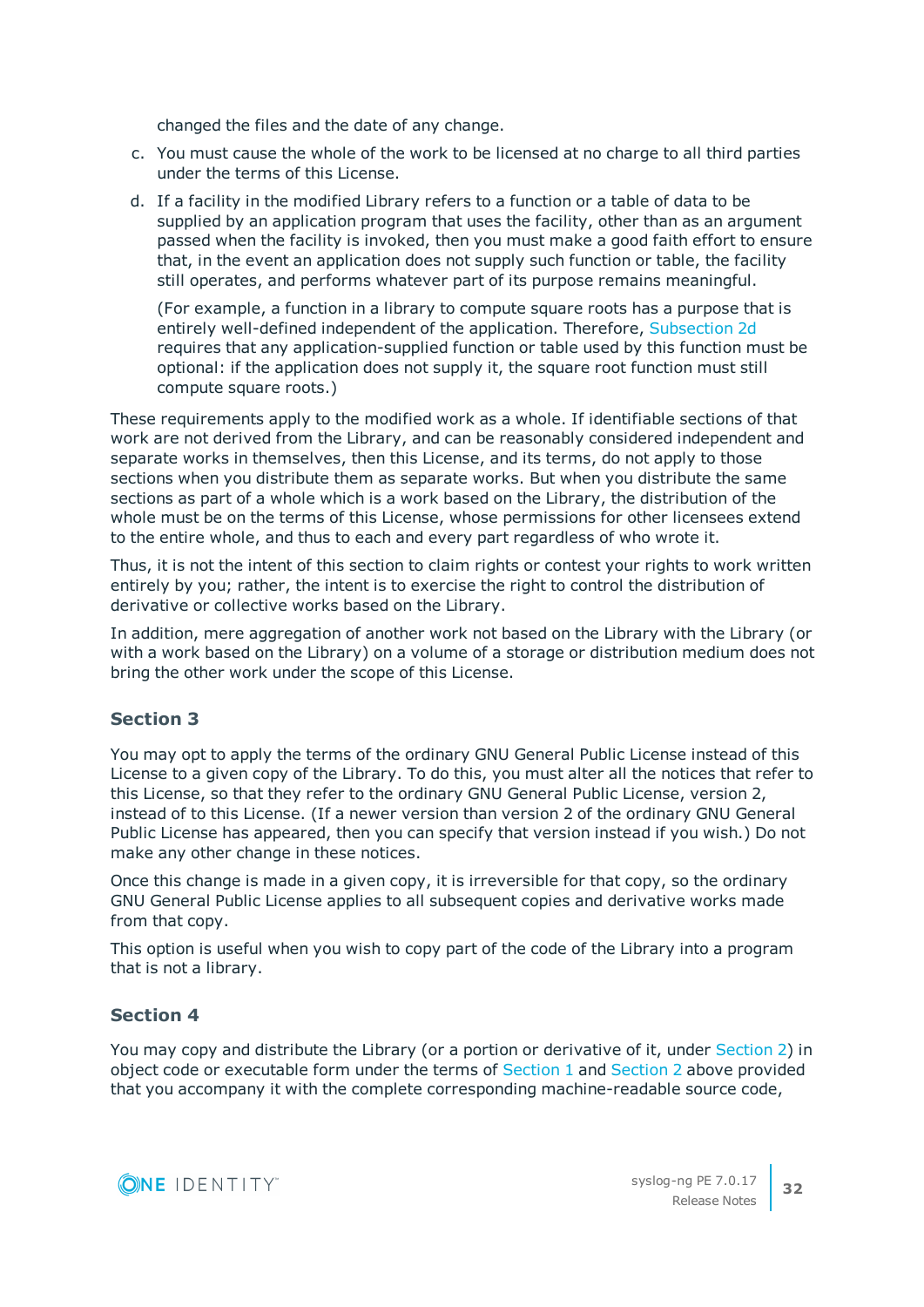changed the files and the date of any change.

c. You must cause the whole of the work to be licensed at no charge to all third parties under the terms of this License.

d. If a facility in the modified Library refers to a function or a table of data to be supplied by an application program that uses the facility, other than as an argument passed when the facility is invoked, then you must make a good faith effort to ensure that, in the event an application does not supply such function or table, the facility still operates, and performs whatever part of its purpose remains meaningful.

   (For example, a function in a library to compute square roots has a purpose that is entirely well-defined independent of the application. Therefore, Subsection 2d requires that any application-supplied function or table used by this function must be optional: if the application does not supply it, the square root function must still compute square roots.)

These requirements apply to the modified work as a whole. If identifiable sections of that work are not derived from the Library, and can be reasonably considered independent and separate works in themselves, then this License, and its terms, do not apply to those sections when you distribute them as separate works. But when you distribute the same sections as part of a whole which is a work based on the Library, the distribution of the whole must be on the terms of this License, whose permissions for other licensees extend to the entire whole, and thus to each and every part regardless of who wrote it.

Thus, it is not the intent of this section to claim rights or contest your rights to work written entirely by you; rather, the intent is to exercise the right to control the distribution of derivative or collective works based on the Library.

In addition, mere aggregation of another work not based on the Library with the Library (or with a work based on the Library) on a volume of a storage or distribution medium does not bring the other work under the scope of this License.

### Section 3

You may opt to apply the terms of the ordinary GNU General Public License instead of this License to a given copy of the Library. To do this, you must alter all the notices that refer to this License, so that they refer to the ordinary GNU General Public License, version 2, instead of to this License. (If a newer version than version 2 of the ordinary GNU General Public License has appeared, then you can specify that version instead if you wish.) Do not make any other change in these notices.

Once this change is made in a given copy, it is irreversible for that copy, so the ordinary GNU General Public License applies to all subsequent copies and derivative works made from that copy.

This option is useful when you wish to copy part of the code of the Library into a program that is not a library.

### Section 4

You may copy and distribute the Library (or a portion or derivative of it, under Section 2) in object code or executable form under the terms of Section 1 and Section 2 above provided that you accompany it with the complete corresponding machine-readable source code,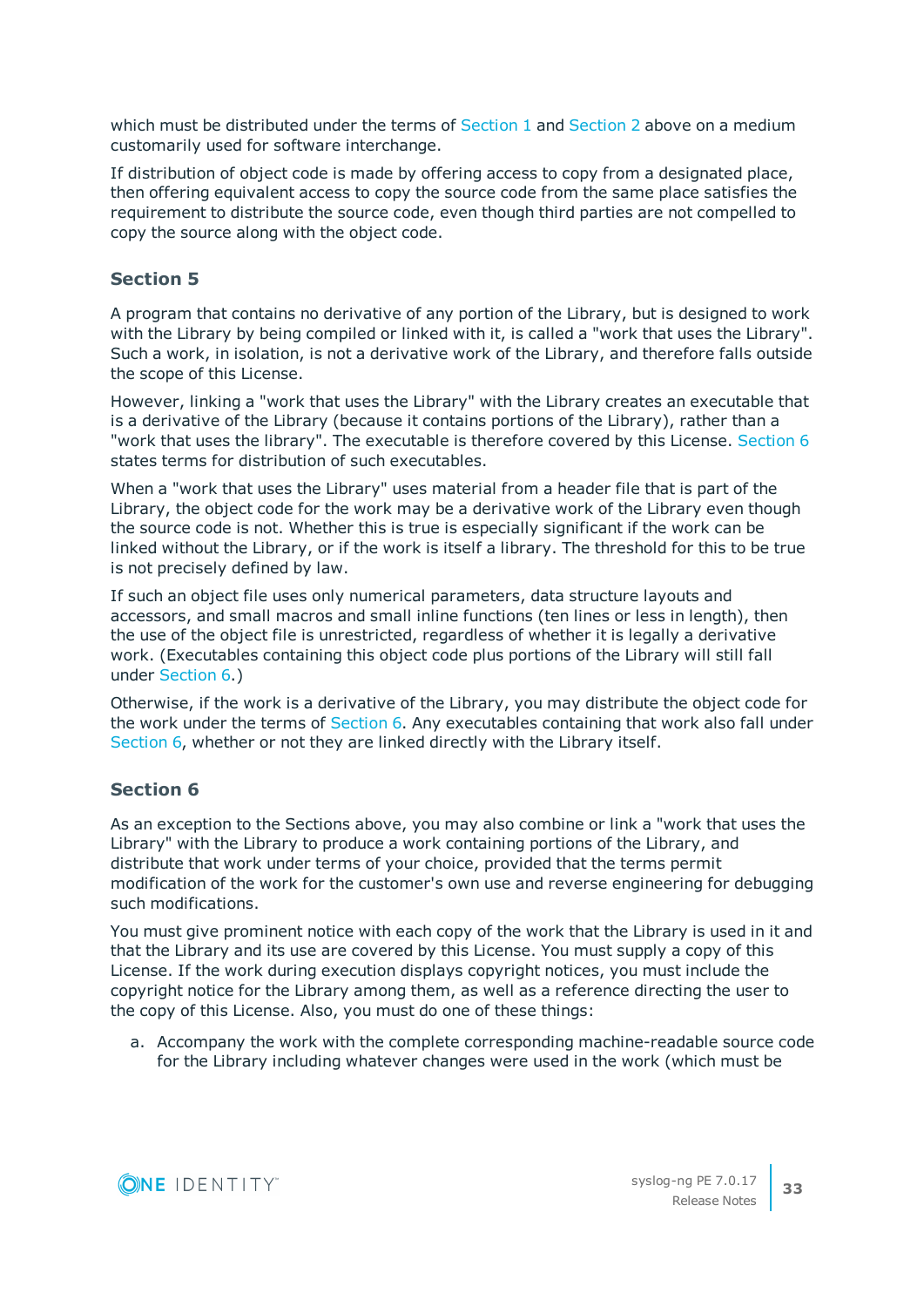which must be distributed under the terms of Section 1 and Section 2 above on a medium customarily used for software interchange.

If distribution of object code is made by offering access to copy from a designated place, then offering equivalent access to copy the source code from the same place satisfies the requirement to distribute the source code, even though third parties are not compelled to copy the source along with the object code.

### Section 5

A program that contains no derivative of any portion of the Library, but is designed to work with the Library by being compiled or linked with it, is called a "work that uses the Library". Such a work, in isolation, is not a derivative work of the Library, and therefore falls outside the scope of this License.

However, linking a "work that uses the Library" with the Library creates an executable that is a derivative of the Library (because it contains portions of the Library), rather than a "work that uses the library". The executable is therefore covered by this License. Section 6 states terms for distribution of such executables.

When a "work that uses the Library" uses material from a header file that is part of the Library, the object code for the work may be a derivative work of the Library even though the source code is not. Whether this is true is especially significant if the work can be linked without the Library, or if the work is itself a library. The threshold for this to be true is not precisely defined by law.

If such an object file uses only numerical parameters, data structure layouts and accessors, and small macros and small inline functions (ten lines or less in length), then the use of the object file is unrestricted, regardless of whether it is legally a derivative work. (Executables containing this object code plus portions of the Library will still fall under Section 6.)

Otherwise, if the work is a derivative of the Library, you may distribute the object code for the work under the terms of Section 6. Any executables containing that work also fall under Section 6, whether or not they are linked directly with the Library itself.

### Section 6

As an exception to the Sections above, you may also combine or link a "work that uses the Library" with the Library to produce a work containing portions of the Library, and distribute that work under terms of your choice, provided that the terms permit modification of the work for the customer's own use and reverse engineering for debugging such modifications.

You must give prominent notice with each copy of the work that the Library is used in it and that the Library and its use are covered by this License. You must supply a copy of this License. If the work during execution displays copyright notices, you must include the copyright notice for the Library among them, as well as a reference directing the user to the copy of this License. Also, you must do one of these things:

a. Accompany the work with the complete corresponding machine-readable source code for the Library including whatever changes were used in the work (which must be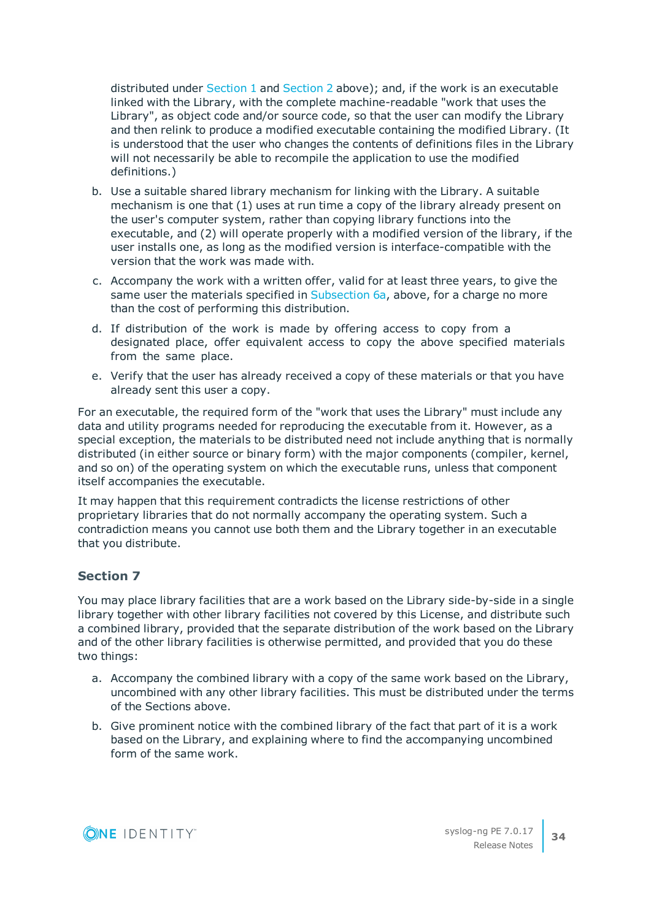distributed under Section 1 and Section 2 above); and, if the work is an executable linked with the Library, with the complete machine-readable "work that uses the Library", as object code and/or source code, so that the user can modify the Library and then relink to produce a modified executable containing the modified Library. (It is understood that the user who changes the contents of definitions files in the Library will not necessarily be able to recompile the application to use the modified definitions.)

b. Use a suitable shared library mechanism for linking with the Library. A suitable mechanism is one that (1) uses at run time a copy of the library already present on the user's computer system, rather than copying library functions into the executable, and (2) will operate properly with a modified version of the library, if the user installs one, as long as the modified version is interface-compatible with the version that the work was made with.

c. Accompany the work with a written offer, valid for at least three years, to give the same user the materials specified in Subsection 6a, above, for a charge no more than the cost of performing this distribution.

d. If distribution of the work is made by offering access to copy from a designated place, offer equivalent access to copy the above specified materials from the same place.

e. Verify that the user has already received a copy of these materials or that you have already sent this user a copy.

For an executable, the required form of the "work that uses the Library" must include any data and utility programs needed for reproducing the executable from it. However, as a special exception, the materials to be distributed need not include anything that is normally distributed (in either source or binary form) with the major components (compiler, kernel, and so on) of the operating system on which the executable runs, unless that component itself accompanies the executable.

It may happen that this requirement contradicts the license restrictions of other proprietary libraries that do not normally accompany the operating system. Such a contradiction means you cannot use both them and the Library together in an executable that you distribute.

### Section 7

You may place library facilities that are a work based on the Library side-by-side in a single library together with other library facilities not covered by this License, and distribute such a combined library, provided that the separate distribution of the work based on the Library and of the other library facilities is otherwise permitted, and provided that you do these two things:

a. Accompany the combined library with a copy of the same work based on the Library, uncombined with any other library facilities. This must be distributed under the terms of the Sections above.

b. Give prominent notice with the combined library of the fact that part of it is a work based on the Library, and explaining where to find the accompanying uncombined form of the same work.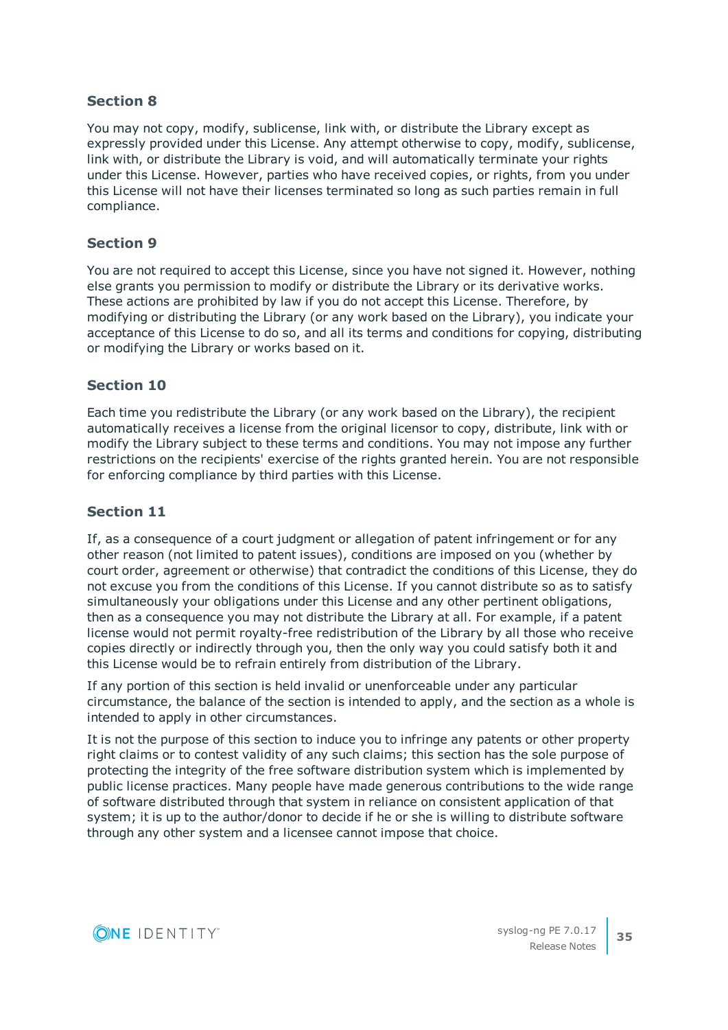### Section 8

You may not copy, modify, sublicense, link with, or distribute the Library except as expressly provided under this License. Any attempt otherwise to copy, modify, sublicense, link with, or distribute the Library is void, and will automatically terminate your rights under this License. However, parties who have received copies, or rights, from you under this License will not have their licenses terminated so long as such parties remain in full compliance.

### Section 9

You are not required to accept this License, since you have not signed it. However, nothing else grants you permission to modify or distribute the Library or its derivative works. These actions are prohibited by law if you do not accept this License. Therefore, by modifying or distributing the Library (or any work based on the Library), you indicate your acceptance of this License to do so, and all its terms and conditions for copying, distributing or modifying the Library or works based on it.

### Section 10

Each time you redistribute the Library (or any work based on the Library), the recipient automatically receives a license from the original licensor to copy, distribute, link with or modify the Library subject to these terms and conditions. You may not impose any further restrictions on the recipients' exercise of the rights granted herein. You are not responsible for enforcing compliance by third parties with this License.

### Section 11

If, as a consequence of a court judgment or allegation of patent infringement or for any other reason (not limited to patent issues), conditions are imposed on you (whether by court order, agreement or otherwise) that contradict the conditions of this License, they do not excuse you from the conditions of this License. If you cannot distribute so as to satisfy simultaneously your obligations under this License and any other pertinent obligations, then as a consequence you may not distribute the Library at all. For example, if a patent license would not permit royalty-free redistribution of the Library by all those who receive copies directly or indirectly through you, then the only way you could satisfy both it and this License would be to refrain entirely from distribution of the Library.

If any portion of this section is held invalid or unenforceable under any particular circumstance, the balance of the section is intended to apply, and the section as a whole is intended to apply in other circumstances.

It is not the purpose of this section to induce you to infringe any patents or other property right claims or to contest validity of any such claims; this section has the sole purpose of protecting the integrity of the free software distribution system which is implemented by public license practices. Many people have made generous contributions to the wide range of software distributed through that system in reliance on consistent application of that system; it is up to the author/donor to decide if he or she is willing to distribute software through any other system and a licensee cannot impose that choice.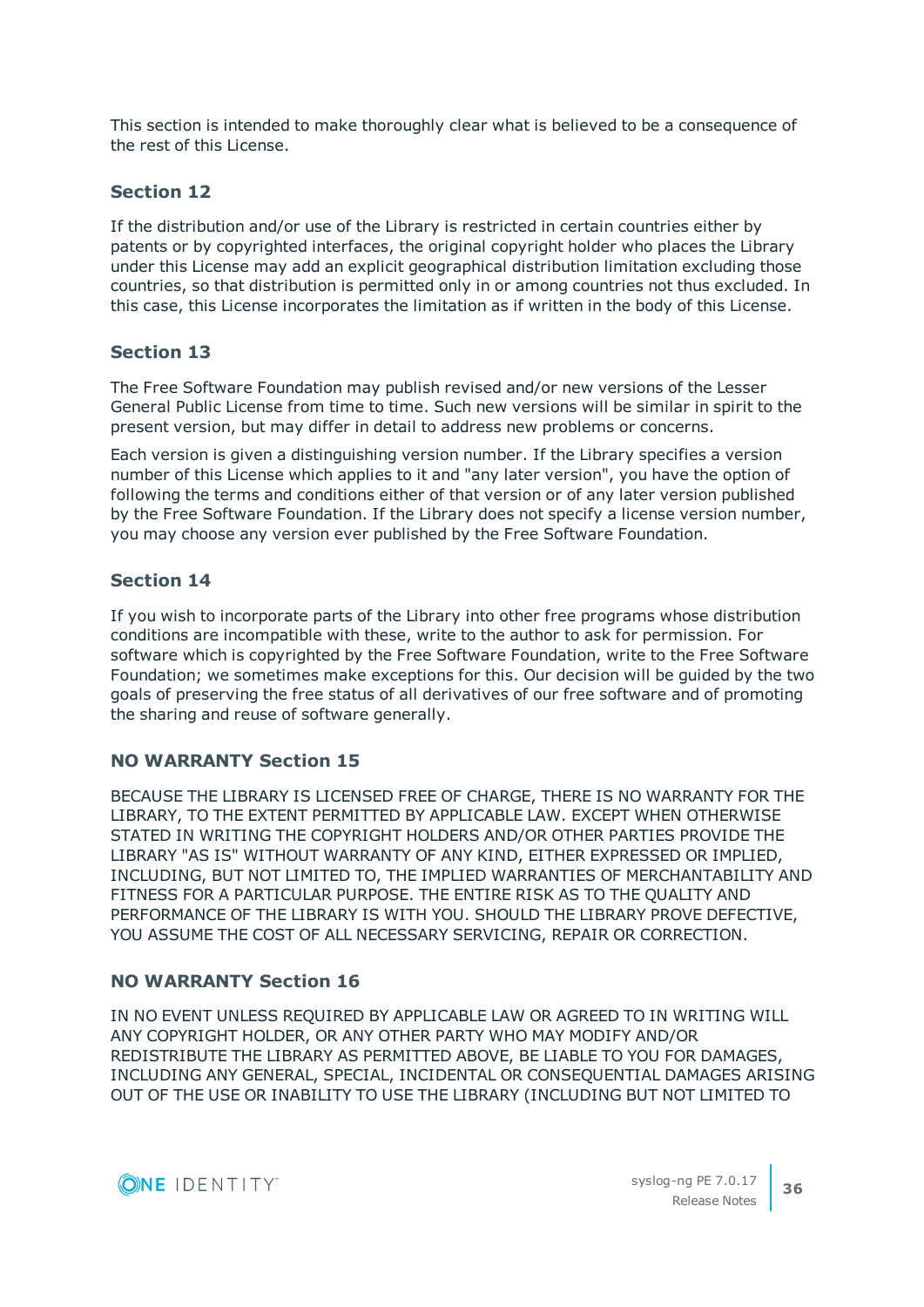This section is intended to make thoroughly clear what is believed to be a consequence of the rest of this License.

### Section 12

If the distribution and/or use of the Library is restricted in certain countries either by patents or by copyrighted interfaces, the original copyright holder who places the Library under this License may add an explicit geographical distribution limitation excluding those countries, so that distribution is permitted only in or among countries not thus excluded. In this case, this License incorporates the limitation as if written in the body of this License.

### Section 13

The Free Software Foundation may publish revised and/or new versions of the Lesser General Public License from time to time. Such new versions will be similar in spirit to the present version, but may differ in detail to address new problems or concerns.

Each version is given a distinguishing version number. If the Library specifies a version number of this License which applies to it and "any later version", you have the option of following the terms and conditions either of that version or of any later version published by the Free Software Foundation. If the Library does not specify a license version number, you may choose any version ever published by the Free Software Foundation.

### Section 14

If you wish to incorporate parts of the Library into other free programs whose distribution conditions are incompatible with these, write to the author to ask for permission. For software which is copyrighted by the Free Software Foundation, write to the Free Software Foundation; we sometimes make exceptions for this. Our decision will be guided by the two goals of preserving the free status of all derivatives of our free software and of promoting the sharing and reuse of software generally.

### NO WARRANTY Section 15

BECAUSE THE LIBRARY IS LICENSED FREE OF CHARGE, THERE IS NO WARRANTY FOR THE LIBRARY, TO THE EXTENT PERMITTED BY APPLICABLE LAW. EXCEPT WHEN OTHERWISE STATED IN WRITING THE COPYRIGHT HOLDERS AND/OR OTHER PARTIES PROVIDE THE LIBRARY "AS IS" WITHOUT WARRANTY OF ANY KIND, EITHER EXPRESSED OR IMPLIED, INCLUDING, BUT NOT LIMITED TO, THE IMPLIED WARRANTIES OF MERCHANTABILITY AND FITNESS FOR A PARTICULAR PURPOSE. THE ENTIRE RISK AS TO THE QUALITY AND PERFORMANCE OF THE LIBRARY IS WITH YOU. SHOULD THE LIBRARY PROVE DEFECTIVE, YOU ASSUME THE COST OF ALL NECESSARY SERVICING, REPAIR OR CORRECTION.

### NO WARRANTY Section 16

IN NO EVENT UNLESS REQUIRED BY APPLICABLE LAW OR AGREED TO IN WRITING WILL ANY COPYRIGHT HOLDER, OR ANY OTHER PARTY WHO MAY MODIFY AND/OR REDISTRIBUTE THE LIBRARY AS PERMITTED ABOVE, BE LIABLE TO YOU FOR DAMAGES, INCLUDING ANY GENERAL, SPECIAL, INCIDENTAL OR CONSEQUENTIAL DAMAGES ARISING OUT OF THE USE OR INABILITY TO USE THE LIBRARY (INCLUDING BUT NOT LIMITED TO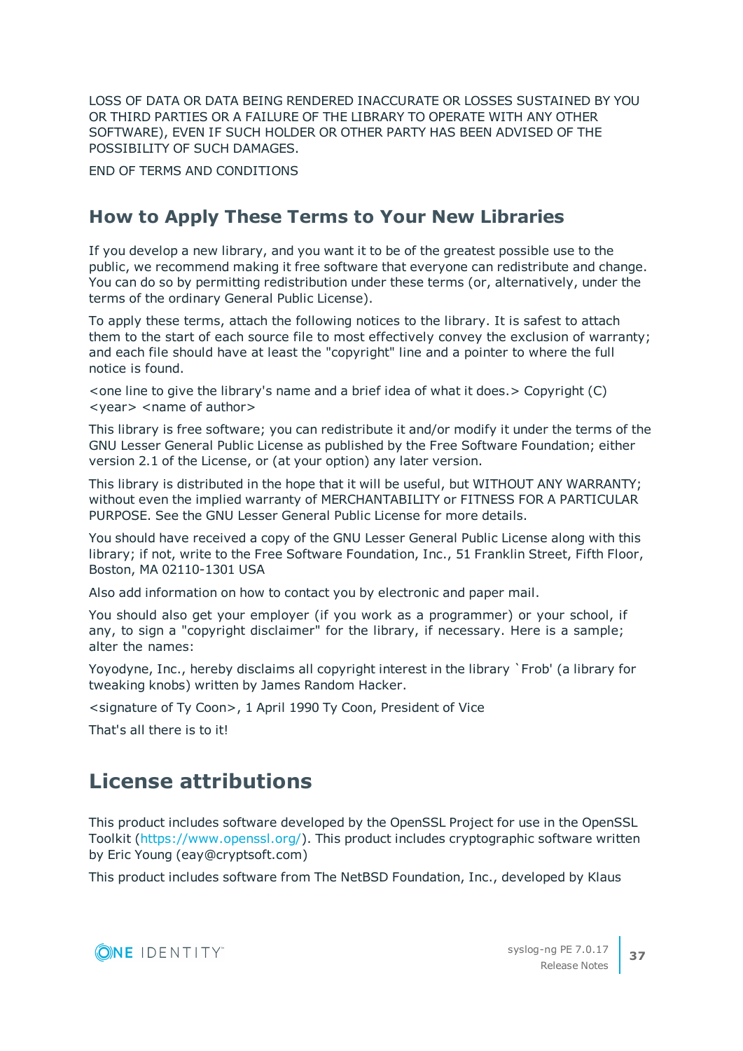LOSS OF DATA OR DATA BEING RENDERED INACCURATE OR LOSSES SUSTAINED BY YOU OR THIRD PARTIES OR A FAILURE OF THE LIBRARY TO OPERATE WITH ANY OTHER SOFTWARE), EVEN IF SUCH HOLDER OR OTHER PARTY HAS BEEN ADVISED OF THE POSSIBILITY OF SUCH DAMAGES.

END OF TERMS AND CONDITIONS

## How to Apply These Terms to Your New Libraries

If you develop a new library, and you want it to be of the greatest possible use to the public, we recommend making it free software that everyone can redistribute and change. You can do so by permitting redistribution under these terms (or, alternatively, under the terms of the ordinary General Public License).

To apply these terms, attach the following notices to the library. It is safest to attach them to the start of each source file to most effectively convey the exclusion of warranty; and each file should have at least the "copyright" line and a pointer to where the full notice is found.

<one line to give the library's name and a brief idea of what it does.> Copyright (C) <year> <name of author>

This library is free software; you can redistribute it and/or modify it under the terms of the GNU Lesser General Public License as published by the Free Software Foundation; either version 2.1 of the License, or (at your option) any later version.

This library is distributed in the hope that it will be useful, but WITHOUT ANY WARRANTY; without even the implied warranty of MERCHANTABILITY or FITNESS FOR A PARTICULAR PURPOSE. See the GNU Lesser General Public License for more details.

You should have received a copy of the GNU Lesser General Public License along with this library; if not, write to the Free Software Foundation, Inc., 51 Franklin Street, Fifth Floor, Boston, MA 02110-1301 USA

Also add information on how to contact you by electronic and paper mail.

You should also get your employer (if you work as a programmer) or your school, if any, to sign a "copyright disclaimer" for the library, if necessary. Here is a sample; alter the names:

Yoyodyne, Inc., hereby disclaims all copyright interest in the library `Frob' (a library for tweaking knobs) written by James Random Hacker.

<signature of Ty Coon>, 1 April 1990 Ty Coon, President of Vice

That's all there is to it!

# License attributions

This product includes software developed by the OpenSSL Project for use in the OpenSSL Toolkit (https://www.openssl.org/). This product includes cryptographic software written by Eric Young (eay@cryptsoft.com)

This product includes software from The NetBSD Foundation, Inc., developed by Klaus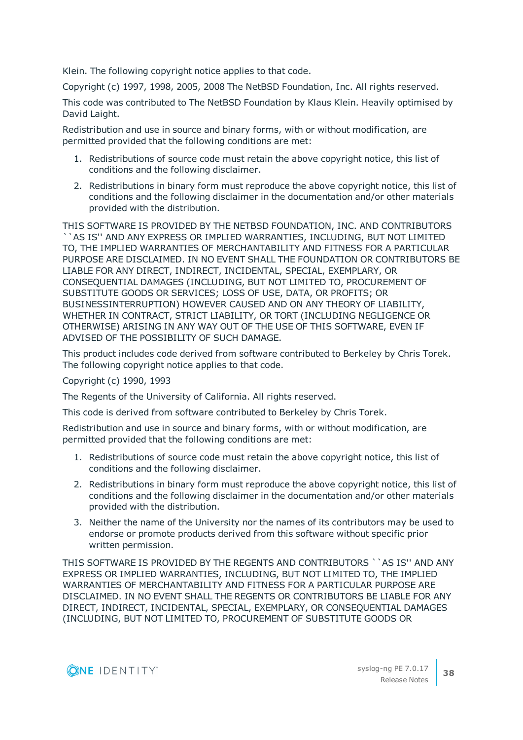Klein. The following copyright notice applies to that code.

Copyright (c) 1997, 1998, 2005, 2008 The NetBSD Foundation, Inc. All rights reserved.

This code was contributed to The NetBSD Foundation by Klaus Klein. Heavily optimised by David Laight.

Redistribution and use in source and binary forms, with or without modification, are permitted provided that the following conditions are met:

1. Redistributions of source code must retain the above copyright notice, this list of conditions and the following disclaimer.
2. Redistributions in binary form must reproduce the above copyright notice, this list of conditions and the following disclaimer in the documentation and/or other materials provided with the distribution.

THIS SOFTWARE IS PROVIDED BY THE NETBSD FOUNDATION, INC. AND CONTRIBUTORS ``AS IS'' AND ANY EXPRESS OR IMPLIED WARRANTIES, INCLUDING, BUT NOT LIMITED TO, THE IMPLIED WARRANTIES OF MERCHANTABILITY AND FITNESS FOR A PARTICULAR PURPOSE ARE DISCLAIMED. IN NO EVENT SHALL THE FOUNDATION OR CONTRIBUTORS BE LIABLE FOR ANY DIRECT, INDIRECT, INCIDENTAL, SPECIAL, EXEMPLARY, OR CONSEQUENTIAL DAMAGES (INCLUDING, BUT NOT LIMITED TO, PROCUREMENT OF SUBSTITUTE GOODS OR SERVICES; LOSS OF USE, DATA, OR PROFITS; OR BUSINESSINTERRUPTION) HOWEVER CAUSED AND ON ANY THEORY OF LIABILITY, WHETHER IN CONTRACT, STRICT LIABILITY, OR TORT (INCLUDING NEGLIGENCE OR OTHERWISE) ARISING IN ANY WAY OUT OF THE USE OF THIS SOFTWARE, EVEN IF ADVISED OF THE POSSIBILITY OF SUCH DAMAGE.

This product includes code derived from software contributed to Berkeley by Chris Torek. The following copyright notice applies to that code.

Copyright (c) 1990, 1993

The Regents of the University of California. All rights reserved.

This code is derived from software contributed to Berkeley by Chris Torek.

Redistribution and use in source and binary forms, with or without modification, are permitted provided that the following conditions are met:

1. Redistributions of source code must retain the above copyright notice, this list of conditions and the following disclaimer.
2. Redistributions in binary form must reproduce the above copyright notice, this list of conditions and the following disclaimer in the documentation and/or other materials provided with the distribution.
3. Neither the name of the University nor the names of its contributors may be used to endorse or promote products derived from this software without specific prior written permission.

THIS SOFTWARE IS PROVIDED BY THE REGENTS AND CONTRIBUTORS ``AS IS'' AND ANY EXPRESS OR IMPLIED WARRANTIES, INCLUDING, BUT NOT LIMITED TO, THE IMPLIED WARRANTIES OF MERCHANTABILITY AND FITNESS FOR A PARTICULAR PURPOSE ARE DISCLAIMED. IN NO EVENT SHALL THE REGENTS OR CONTRIBUTORS BE LIABLE FOR ANY DIRECT, INDIRECT, INCIDENTAL, SPECIAL, EXEMPLARY, OR CONSEQUENTIAL DAMAGES (INCLUDING, BUT NOT LIMITED TO, PROCUREMENT OF SUBSTITUTE GOODS OR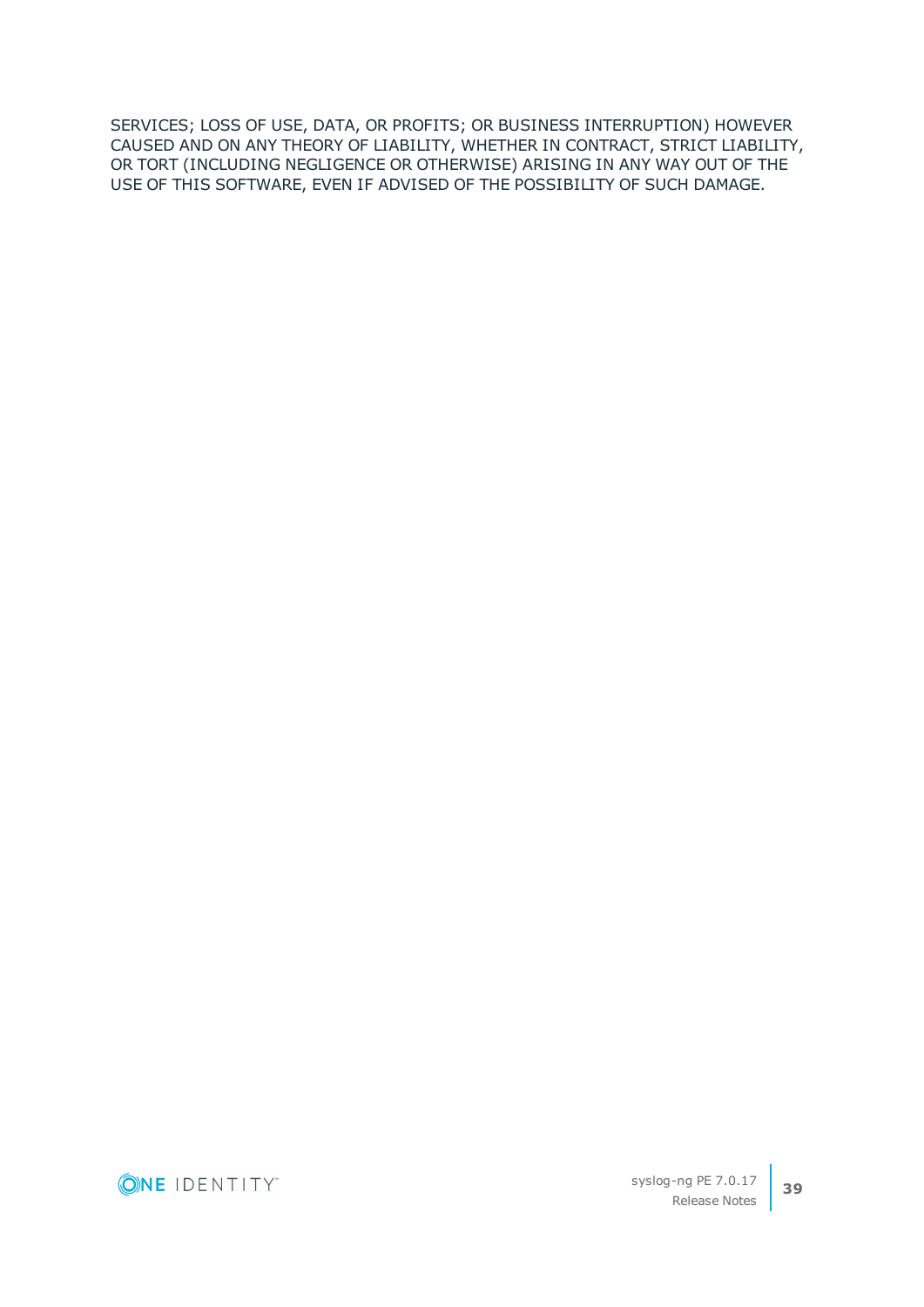SERVICES; LOSS OF USE, DATA, OR PROFITS; OR BUSINESS INTERRUPTION) HOWEVER CAUSED AND ON ANY THEORY OF LIABILITY, WHETHER IN CONTRACT, STRICT LIABILITY, OR TORT (INCLUDING NEGLIGENCE OR OTHERWISE) ARISING IN ANY WAY OUT OF THE USE OF THIS SOFTWARE, EVEN IF ADVISED OF THE POSSIBILITY OF SUCH DAMAGE.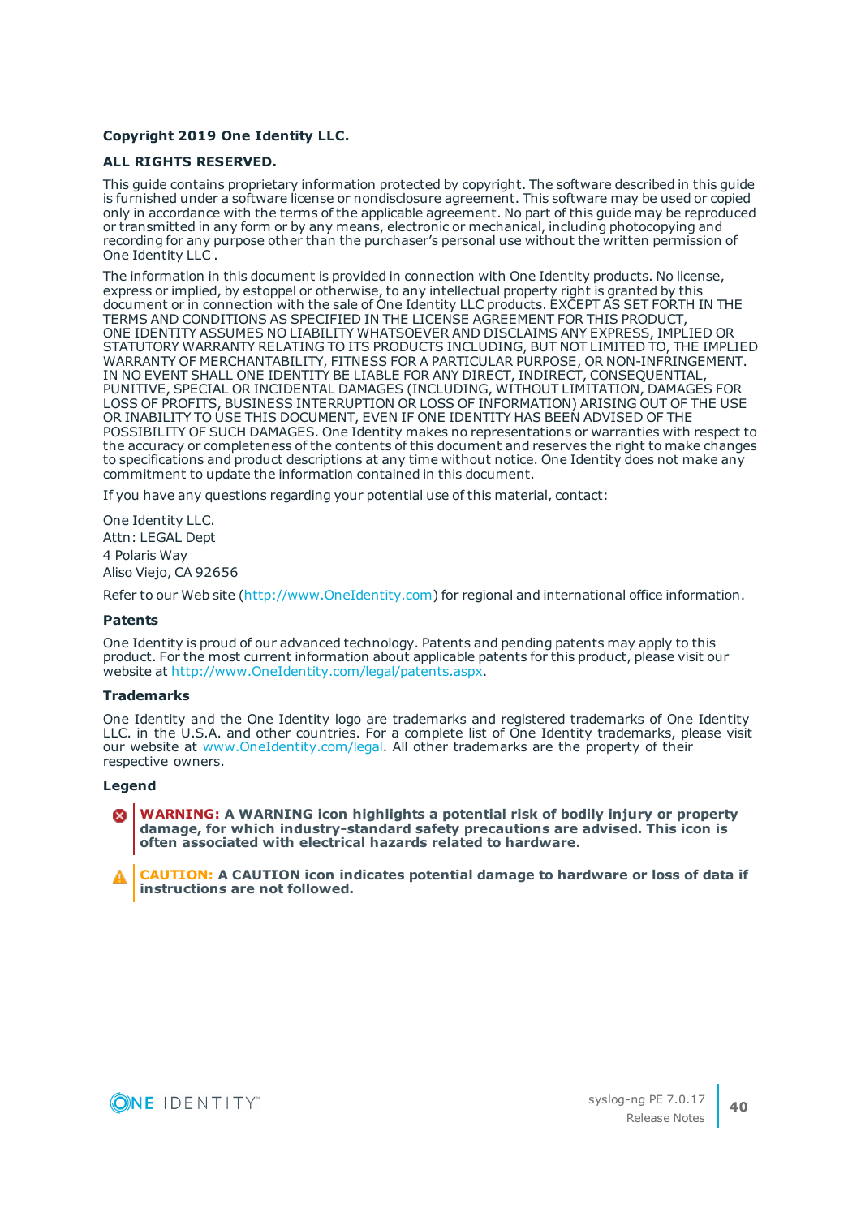**Copyright 2019 One Identity LLC.**

**ALL RIGHTS RESERVED.**

This guide contains proprietary information protected by copyright. The software described in this guide is furnished under a software license or nondisclosure agreement. This software may be used or copied only in accordance with the terms of the applicable agreement. No part of this guide may be reproduced or transmitted in any form or by any means, electronic or mechanical, including photocopying and recording for any purpose other than the purchaser's personal use without the written permission of One Identity LLC .

The information in this document is provided in connection with One Identity products. No license, express or implied, by estoppel or otherwise, to any intellectual property right is granted by this document or in connection with the sale of One Identity LLC products. EXCEPT AS SET FORTH IN THE TERMS AND CONDITIONS AS SPECIFIED IN THE LICENSE AGREEMENT FOR THIS PRODUCT, ONE IDENTITY ASSUMES NO LIABILITY WHATSOEVER AND DISCLAIMS ANY EXPRESS, IMPLIED OR STATUTORY WARRANTY RELATING TO ITS PRODUCTS INCLUDING, BUT NOT LIMITED TO, THE IMPLIED WARRANTY OF MERCHANTABILITY, FITNESS FOR A PARTICULAR PURPOSE, OR NON-INFRINGEMENT. IN NO EVENT SHALL ONE IDENTITY BE LIABLE FOR ANY DIRECT, INDIRECT, CONSEQUENTIAL, PUNITIVE, SPECIAL OR INCIDENTAL DAMAGES (INCLUDING, WITHOUT LIMITATION, DAMAGES FOR LOSS OF PROFITS, BUSINESS INTERRUPTION OR LOSS OF INFORMATION) ARISING OUT OF THE USE OR INABILITY TO USE THIS DOCUMENT, EVEN IF ONE IDENTITY HAS BEEN ADVISED OF THE POSSIBILITY OF SUCH DAMAGES. One Identity makes no representations or warranties with respect to the accuracy or completeness of the contents of this document and reserves the right to make changes to specifications and product descriptions at any time without notice. One Identity does not make any commitment to update the information contained in this document.

If you have any questions regarding your potential use of this material, contact:

One Identity LLC.
Attn: LEGAL Dept
4 Polaris Way
Aliso Viejo, CA 92656

Refer to our Web site (http://www.OneIdentity.com) for regional and international office information.

### Patents

One Identity is proud of our advanced technology. Patents and pending patents may apply to this product. For the most current information about applicable patents for this product, please visit our website at http://www.OneIdentity.com/legal/patents.aspx.

### Trademarks

One Identity and the One Identity logo are trademarks and registered trademarks of One Identity LLC. in the U.S.A. and other countries. For a complete list of One Identity trademarks, please visit our website at www.OneIdentity.com/legal. All other trademarks are the property of their respective owners.

### Legend

**WARNING: A WARNING icon highlights a potential risk of bodily injury or property damage, for which industry-standard safety precautions are advised. This icon is often associated with electrical hazards related to hardware.**

**CAUTION: A CAUTION icon indicates potential damage to hardware or loss of data if instructions are not followed.**